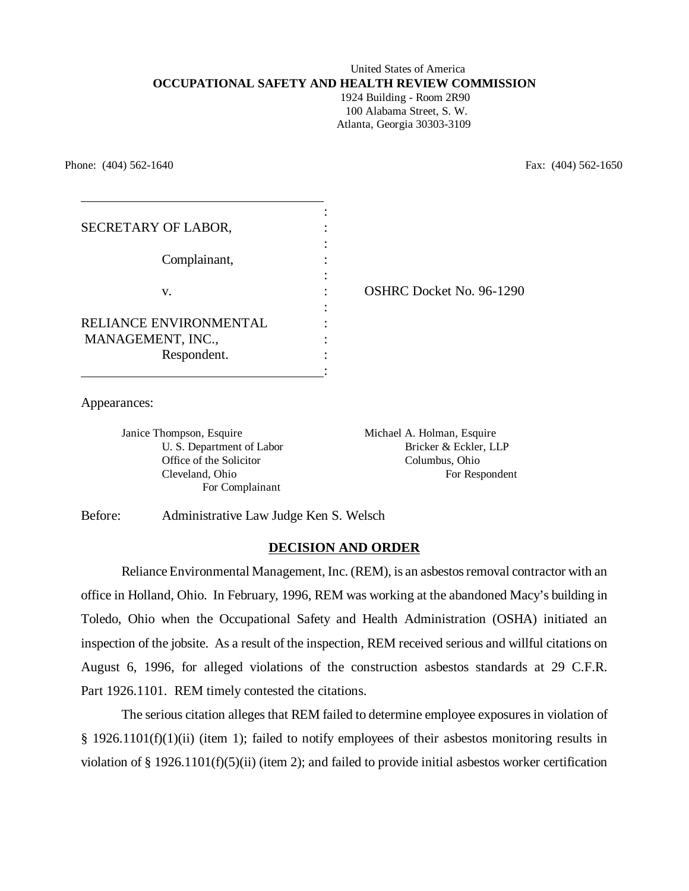United States of America

**OCCUPATIONAL SAFETY AND HEALTH REVIEW COMMISSION**

1924 Building - Room 2R90
100 Alabama Street, S. W.
Atlanta, Georgia 30303-3109

Phone: (404) 562-1640 Fax: (404) 562-1650

SECRETARY OF LABOR,

Complainant,

v.

RELIANCE ENVIRONMENTAL MANAGEMENT, INC.,

Respondent.

OSHRC Docket No. 96-1290

Appearances:

Janice Thompson, Esquire
U. S. Department of Labor
Office of the Solicitor
Cleveland, Ohio
For Complainant

Michael A. Holman, Esquire
Bricker & Eckler, LLP
Columbus, Ohio
For Respondent

Before: Administrative Law Judge Ken S. Welsch

## DECISION AND ORDER

Reliance Environmental Management, Inc. (REM), is an asbestos removal contractor with an office in Holland, Ohio. In February, 1996, REM was working at the abandoned Macy's building in Toledo, Ohio when the Occupational Safety and Health Administration (OSHA) initiated an inspection of the jobsite. As a result of the inspection, REM received serious and willful citations on August 6, 1996, for alleged violations of the construction asbestos standards at 29 C.F.R. Part 1926.1101. REM timely contested the citations.

The serious citation alleges that REM failed to determine employee exposures in violation of § 1926.1101(f)(1)(ii) (item 1); failed to notify employees of their asbestos monitoring results in violation of § 1926.1101(f)(5)(ii) (item 2); and failed to provide initial asbestos worker certification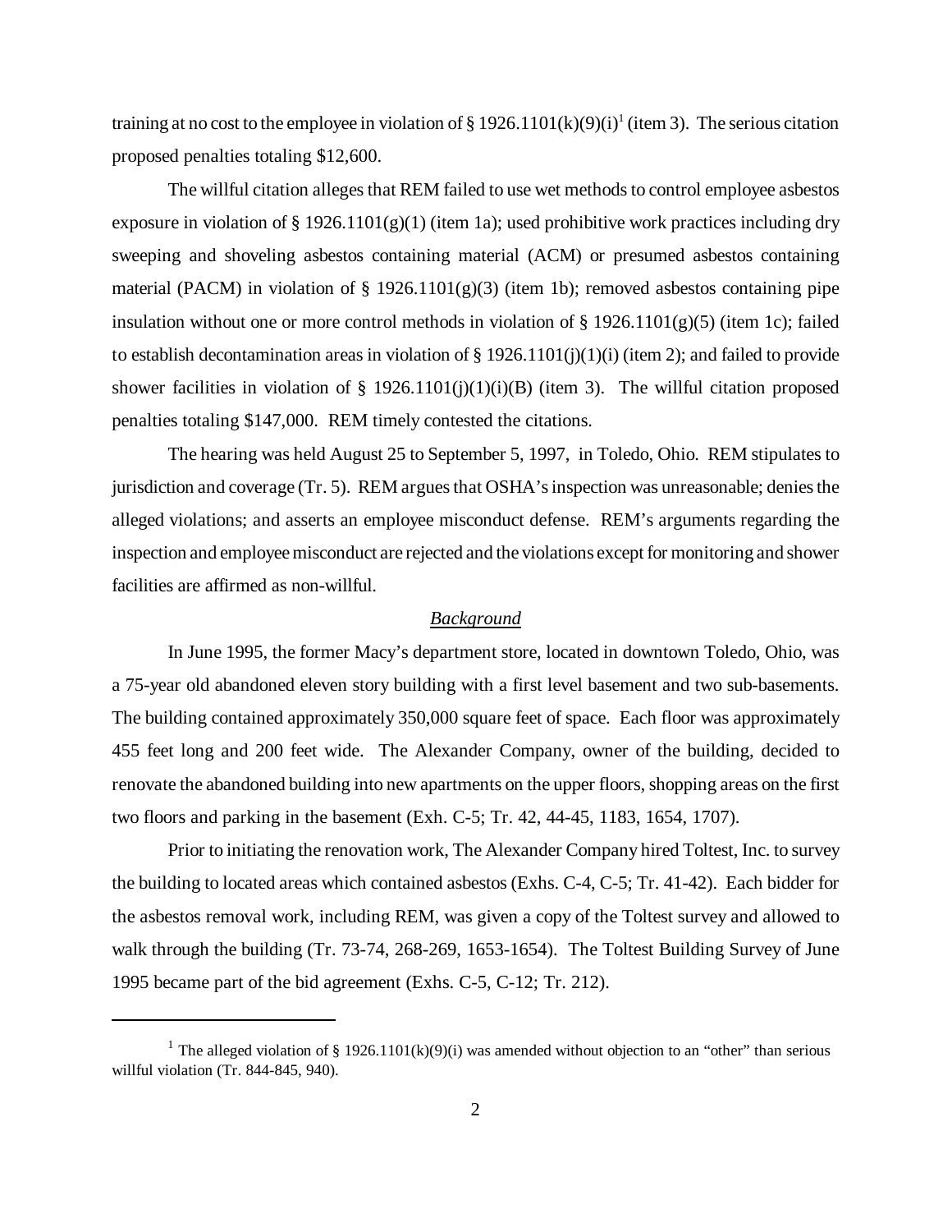training at no cost to the employee in violation of § 1926.1101(k)(9)(i)[1] (item 3). The serious citation proposed penalties totaling $12,600.

The willful citation alleges that REM failed to use wet methods to control employee asbestos exposure in violation of § 1926.1101(g)(1) (item 1a); used prohibitive work practices including dry sweeping and shoveling asbestos containing material (ACM) or presumed asbestos containing material (PACM) in violation of § 1926.1101(g)(3) (item 1b); removed asbestos containing pipe insulation without one or more control methods in violation of § 1926.1101(g)(5) (item 1c); failed to establish decontamination areas in violation of § 1926.1101(j)(1)(i) (item 2); and failed to provide shower facilities in violation of § 1926.1101(j)(1)(i)(B) (item 3). The willful citation proposed penalties totaling $147,000. REM timely contested the citations.

The hearing was held August 25 to September 5, 1997, in Toledo, Ohio. REM stipulates to jurisdiction and coverage (Tr. 5). REM argues that OSHA's inspection was unreasonable; denies the alleged violations; and asserts an employee misconduct defense. REM's arguments regarding the inspection and employee misconduct are rejected and the violations except for monitoring and shower facilities are affirmed as non-willful.

## *Background*

In June 1995, the former Macy's department store, located in downtown Toledo, Ohio, was a 75-year old abandoned eleven story building with a first level basement and two sub-basements. The building contained approximately 350,000 square feet of space. Each floor was approximately 455 feet long and 200 feet wide. The Alexander Company, owner of the building, decided to renovate the abandoned building into new apartments on the upper floors, shopping areas on the first two floors and parking in the basement (Exh. C-5; Tr. 42, 44-45, 1183, 1654, 1707).

Prior to initiating the renovation work, The Alexander Company hired Toltest, Inc. to survey the building to located areas which contained asbestos (Exhs. C-4, C-5; Tr. 41-42). Each bidder for the asbestos removal work, including REM, was given a copy of the Toltest survey and allowed to walk through the building (Tr. 73-74, 268-269, 1653-1654). The Toltest Building Survey of June 1995 became part of the bid agreement (Exhs. C-5, C-12; Tr. 212).

---

[1] The alleged violation of § 1926.1101(k)(9)(i) was amended without objection to an "other" than serious willful violation (Tr. 844-845, 940).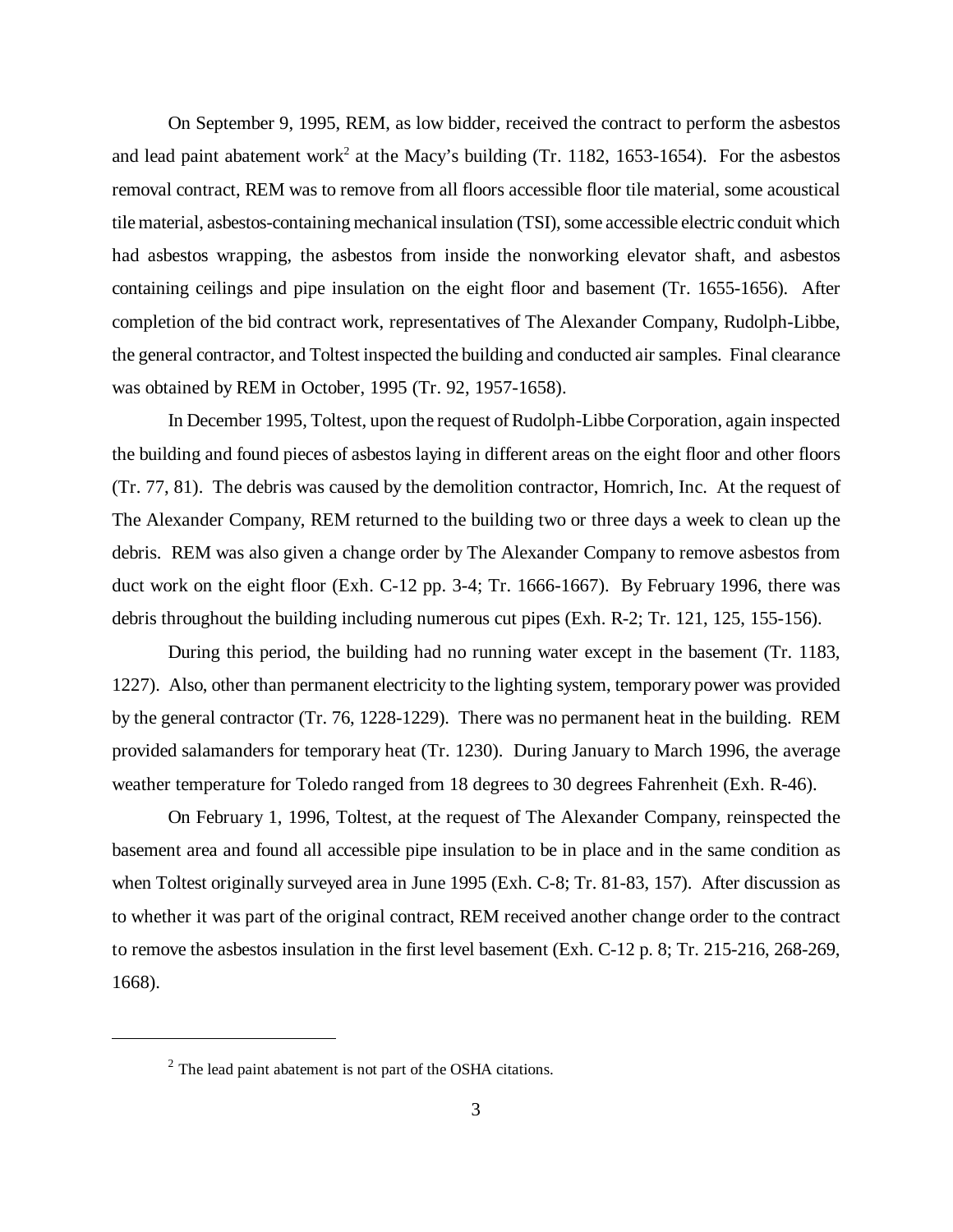On September 9, 1995, REM, as low bidder, received the contract to perform the asbestos and lead paint abatement work[2] at the Macy's building (Tr. 1182, 1653-1654). For the asbestos removal contract, REM was to remove from all floors accessible floor tile material, some acoustical tile material, asbestos-containing mechanical insulation (TSI), some accessible electric conduit which had asbestos wrapping, the asbestos from inside the nonworking elevator shaft, and asbestos containing ceilings and pipe insulation on the eight floor and basement (Tr. 1655-1656). After completion of the bid contract work, representatives of The Alexander Company, Rudolph-Libbe, the general contractor, and Toltest inspected the building and conducted air samples. Final clearance was obtained by REM in October, 1995 (Tr. 92, 1957-1658).

In December 1995, Toltest, upon the request of Rudolph-Libbe Corporation, again inspected the building and found pieces of asbestos laying in different areas on the eight floor and other floors (Tr. 77, 81). The debris was caused by the demolition contractor, Homrich, Inc. At the request of The Alexander Company, REM returned to the building two or three days a week to clean up the debris. REM was also given a change order by The Alexander Company to remove asbestos from duct work on the eight floor (Exh. C-12 pp. 3-4; Tr. 1666-1667). By February 1996, there was debris throughout the building including numerous cut pipes (Exh. R-2; Tr. 121, 125, 155-156).

During this period, the building had no running water except in the basement (Tr. 1183, 1227). Also, other than permanent electricity to the lighting system, temporary power was provided by the general contractor (Tr. 76, 1228-1229). There was no permanent heat in the building. REM provided salamanders for temporary heat (Tr. 1230). During January to March 1996, the average weather temperature for Toledo ranged from 18 degrees to 30 degrees Fahrenheit (Exh. R-46).

On February 1, 1996, Toltest, at the request of The Alexander Company, reinspected the basement area and found all accessible pipe insulation to be in place and in the same condition as when Toltest originally surveyed area in June 1995 (Exh. C-8; Tr. 81-83, 157). After discussion as to whether it was part of the original contract, REM received another change order to the contract to remove the asbestos insulation in the first level basement (Exh. C-12 p. 8; Tr. 215-216, 268-269, 1668).

---

[2] The lead paint abatement is not part of the OSHA citations.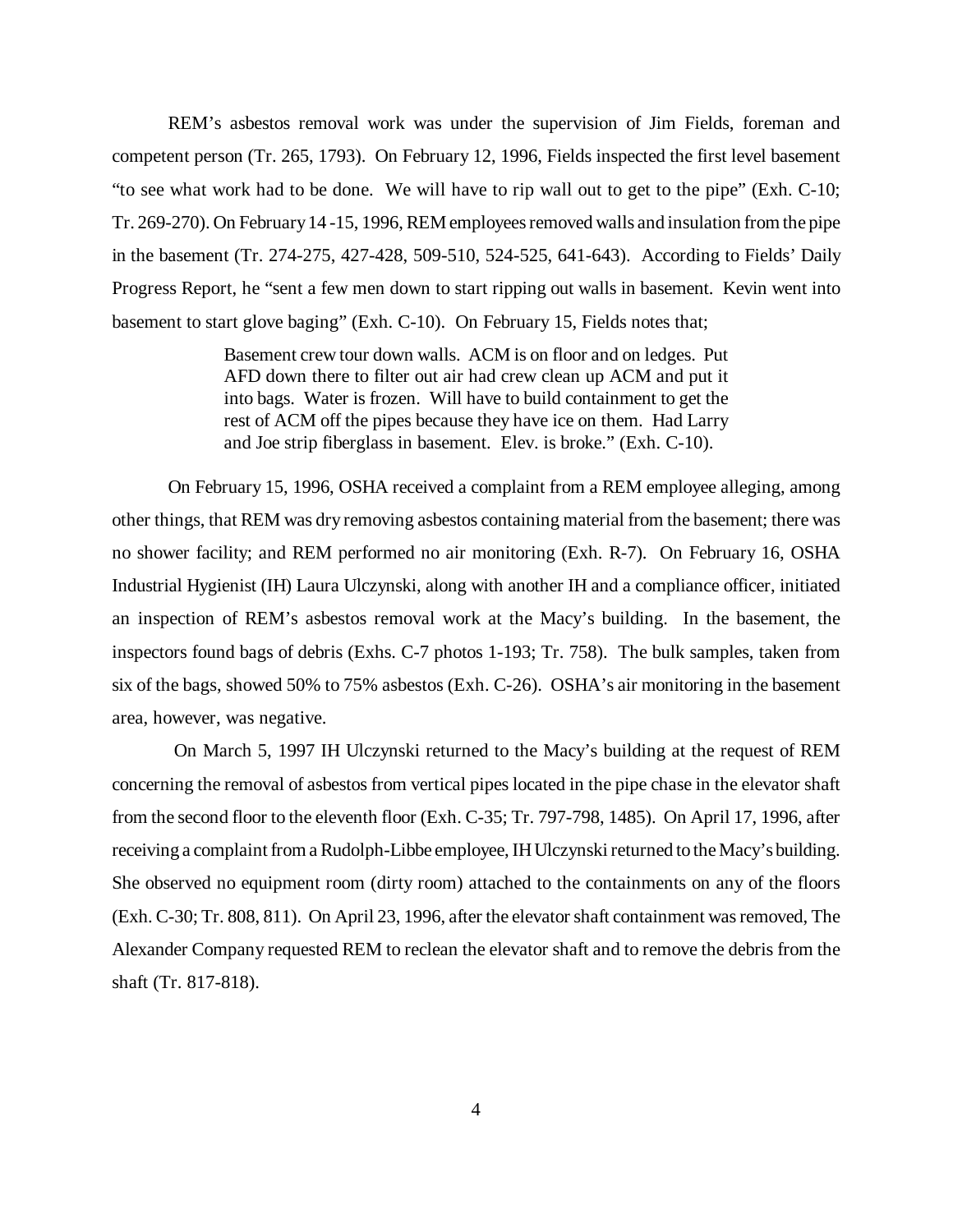REM's asbestos removal work was under the supervision of Jim Fields, foreman and competent person (Tr. 265, 1793). On February 12, 1996, Fields inspected the first level basement "to see what work had to be done. We will have to rip wall out to get to the pipe" (Exh. C-10; Tr. 269-270). On February 14 -15, 1996, REM employees removed walls and insulation from the pipe in the basement (Tr. 274-275, 427-428, 509-510, 524-525, 641-643). According to Fields' Daily Progress Report, he "sent a few men down to start ripping out walls in basement. Kevin went into basement to start glove baging" (Exh. C-10). On February 15, Fields notes that;

> Basement crew tour down walls. ACM is on floor and on ledges. Put AFD down there to filter out air had crew clean up ACM and put it into bags. Water is frozen. Will have to build containment to get the rest of ACM off the pipes because they have ice on them. Had Larry and Joe strip fiberglass in basement. Elev. is broke." (Exh. C-10).

On February 15, 1996, OSHA received a complaint from a REM employee alleging, among other things, that REM was dry removing asbestos containing material from the basement; there was no shower facility; and REM performed no air monitoring (Exh. R-7). On February 16, OSHA Industrial Hygienist (IH) Laura Ulczynski, along with another IH and a compliance officer, initiated an inspection of REM's asbestos removal work at the Macy's building. In the basement, the inspectors found bags of debris (Exhs. C-7 photos 1-193; Tr. 758). The bulk samples, taken from six of the bags, showed 50% to 75% asbestos (Exh. C-26). OSHA's air monitoring in the basement area, however, was negative.

On March 5, 1997 IH Ulczynski returned to the Macy's building at the request of REM concerning the removal of asbestos from vertical pipes located in the pipe chase in the elevator shaft from the second floor to the eleventh floor (Exh. C-35; Tr. 797-798, 1485). On April 17, 1996, after receiving a complaint from a Rudolph-Libbe employee, IH Ulczynski returned to the Macy's building. She observed no equipment room (dirty room) attached to the containments on any of the floors (Exh. C-30; Tr. 808, 811). On April 23, 1996, after the elevator shaft containment was removed, The Alexander Company requested REM to reclean the elevator shaft and to remove the debris from the shaft (Tr. 817-818).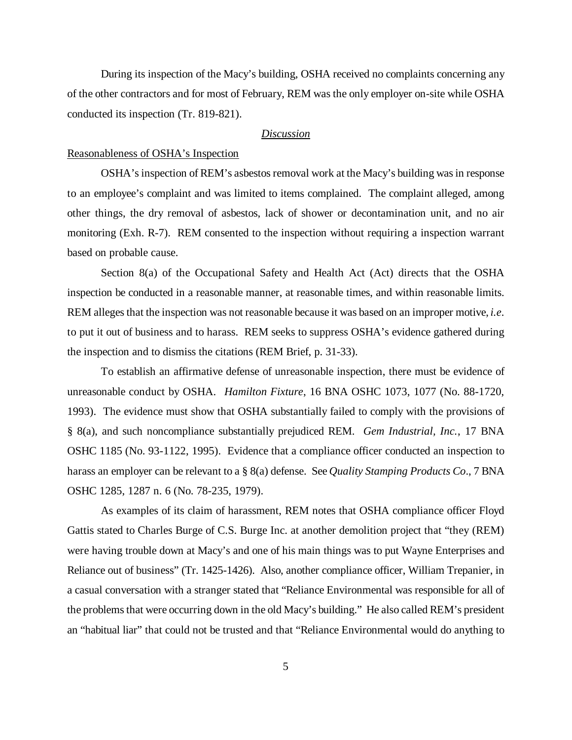During its inspection of the Macy's building, OSHA received no complaints concerning any of the other contractors and for most of February, REM was the only employer on-site while OSHA conducted its inspection (Tr. 819-821).

<u>Discussion</u>

<u>Reasonableness of OSHA's Inspection</u>

OSHA's inspection of REM's asbestos removal work at the Macy's building was in response to an employee's complaint and was limited to items complained. The complaint alleged, among other things, the dry removal of asbestos, lack of shower or decontamination unit, and no air monitoring (Exh. R-7). REM consented to the inspection without requiring a inspection warrant based on probable cause.

Section 8(a) of the Occupational Safety and Health Act (Act) directs that the OSHA inspection be conducted in a reasonable manner, at reasonable times, and within reasonable limits. REM alleges that the inspection was not reasonable because it was based on an improper motive, *i.e*. to put it out of business and to harass. REM seeks to suppress OSHA's evidence gathered during the inspection and to dismiss the citations (REM Brief, p. 31-33).

To establish an affirmative defense of unreasonable inspection, there must be evidence of unreasonable conduct by OSHA. *Hamilton Fixture*, 16 BNA OSHC 1073, 1077 (No. 88-1720, 1993). The evidence must show that OSHA substantially failed to comply with the provisions of § 8(a), and such noncompliance substantially prejudiced REM. *Gem Industrial, Inc.*, 17 BNA OSHC 1185 (No. 93-1122, 1995). Evidence that a compliance officer conducted an inspection to harass an employer can be relevant to a § 8(a) defense. See *Quality Stamping Products Co*., 7 BNA OSHC 1285, 1287 n. 6 (No. 78-235, 1979).

As examples of its claim of harassment, REM notes that OSHA compliance officer Floyd Gattis stated to Charles Burge of C.S. Burge Inc. at another demolition project that "they (REM) were having trouble down at Macy's and one of his main things was to put Wayne Enterprises and Reliance out of business" (Tr. 1425-1426). Also, another compliance officer, William Trepanier, in a casual conversation with a stranger stated that "Reliance Environmental was responsible for all of the problems that were occurring down in the old Macy's building." He also called REM's president an "habitual liar" that could not be trusted and that "Reliance Environmental would do anything to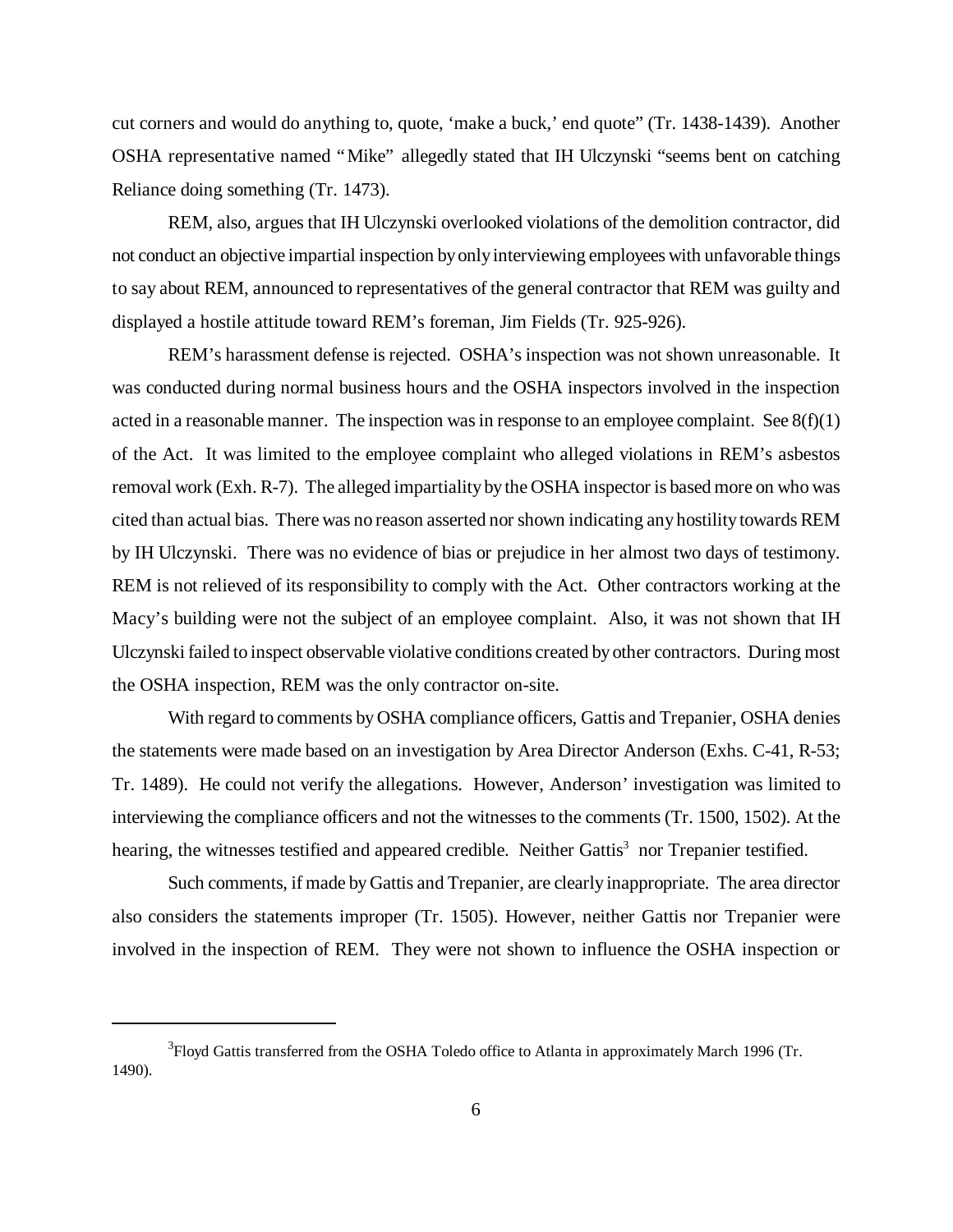cut corners and would do anything to, quote, 'make a buck,' end quote" (Tr. 1438-1439). Another OSHA representative named "Mike" allegedly stated that IH Ulczynski "seems bent on catching Reliance doing something (Tr. 1473).

REM, also, argues that IH Ulczynski overlooked violations of the demolition contractor, did not conduct an objective impartial inspection by only interviewing employees with unfavorable things to say about REM, announced to representatives of the general contractor that REM was guilty and displayed a hostile attitude toward REM's foreman, Jim Fields (Tr. 925-926).

REM's harassment defense is rejected. OSHA's inspection was not shown unreasonable. It was conducted during normal business hours and the OSHA inspectors involved in the inspection acted in a reasonable manner. The inspection was in response to an employee complaint. See 8(f)(1) of the Act. It was limited to the employee complaint who alleged violations in REM's asbestos removal work (Exh. R-7). The alleged impartiality by the OSHA inspector is based more on who was cited than actual bias. There was no reason asserted nor shown indicating any hostility towards REM by IH Ulczynski. There was no evidence of bias or prejudice in her almost two days of testimony. REM is not relieved of its responsibility to comply with the Act. Other contractors working at the Macy's building were not the subject of an employee complaint. Also, it was not shown that IH Ulczynski failed to inspect observable violative conditions created by other contractors. During most the OSHA inspection, REM was the only contractor on-site.

With regard to comments by OSHA compliance officers, Gattis and Trepanier, OSHA denies the statements were made based on an investigation by Area Director Anderson (Exhs. C-41, R-53; Tr. 1489). He could not verify the allegations. However, Anderson' investigation was limited to interviewing the compliance officers and not the witnesses to the comments (Tr. 1500, 1502). At the hearing, the witnesses testified and appeared credible. Neither Gattis[3] nor Trepanier testified.

Such comments, if made by Gattis and Trepanier, are clearly inappropriate. The area director also considers the statements improper (Tr. 1505). However, neither Gattis nor Trepanier were involved in the inspection of REM. They were not shown to influence the OSHA inspection or

---

[3]Floyd Gattis transferred from the OSHA Toledo office to Atlanta in approximately March 1996 (Tr. 1490).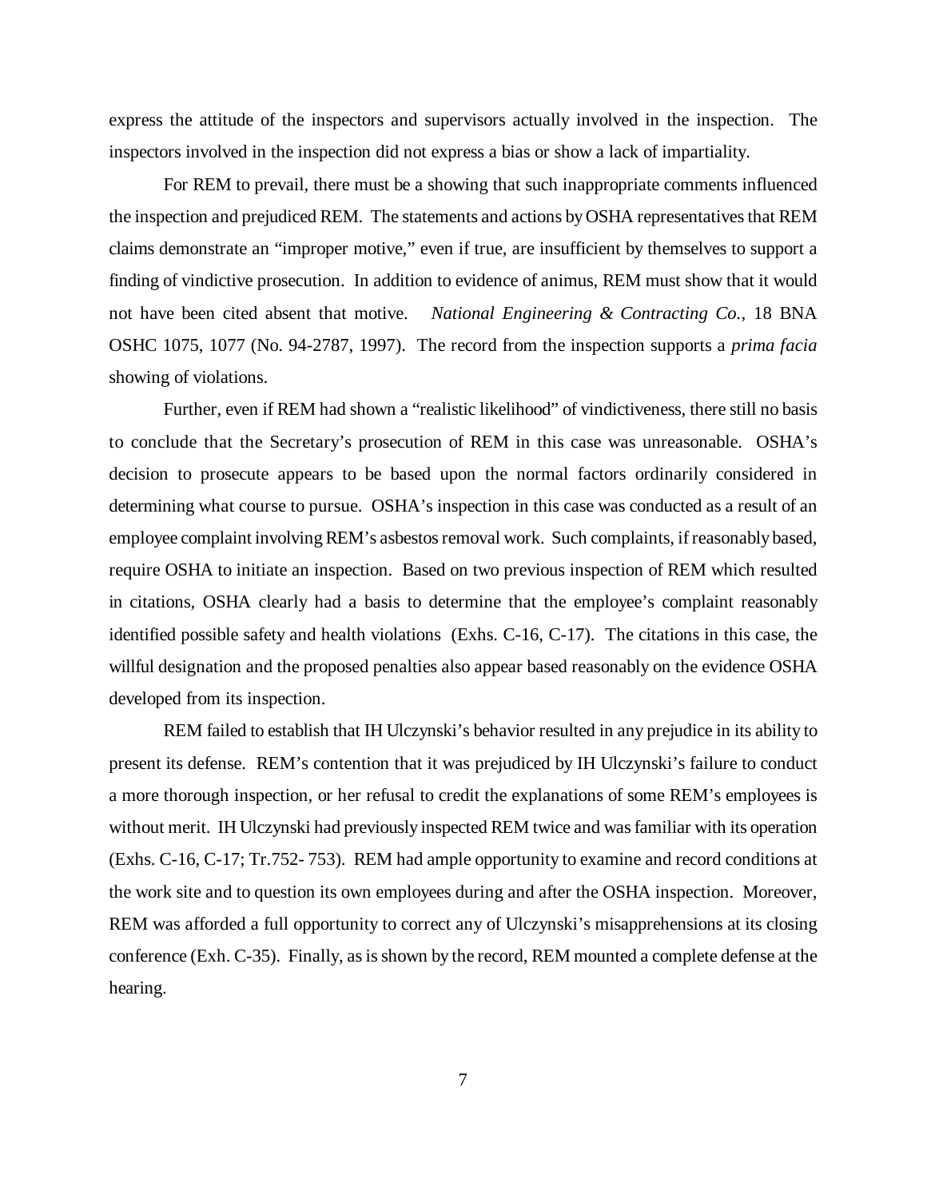express the attitude of the inspectors and supervisors actually involved in the inspection. The inspectors involved in the inspection did not express a bias or show a lack of impartiality.

For REM to prevail, there must be a showing that such inappropriate comments influenced the inspection and prejudiced REM. The statements and actions by OSHA representatives that REM claims demonstrate an "improper motive," even if true, are insufficient by themselves to support a finding of vindictive prosecution. In addition to evidence of animus, REM must show that it would not have been cited absent that motive. *National Engineering & Contracting Co.*, 18 BNA OSHC 1075, 1077 (No. 94-2787, 1997). The record from the inspection supports a *prima facia* showing of violations.

Further, even if REM had shown a "realistic likelihood" of vindictiveness, there still no basis to conclude that the Secretary's prosecution of REM in this case was unreasonable. OSHA's decision to prosecute appears to be based upon the normal factors ordinarily considered in determining what course to pursue. OSHA's inspection in this case was conducted as a result of an employee complaint involving REM's asbestos removal work. Such complaints, if reasonably based, require OSHA to initiate an inspection. Based on two previous inspection of REM which resulted in citations, OSHA clearly had a basis to determine that the employee's complaint reasonably identified possible safety and health violations (Exhs. C-16, C-17). The citations in this case, the willful designation and the proposed penalties also appear based reasonably on the evidence OSHA developed from its inspection.

REM failed to establish that IH Ulczynski's behavior resulted in any prejudice in its ability to present its defense. REM's contention that it was prejudiced by IH Ulczynski's failure to conduct a more thorough inspection, or her refusal to credit the explanations of some REM's employees is without merit. IH Ulczynski had previously inspected REM twice and was familiar with its operation (Exhs. C-16, C-17; Tr.752- 753). REM had ample opportunity to examine and record conditions at the work site and to question its own employees during and after the OSHA inspection. Moreover, REM was afforded a full opportunity to correct any of Ulczynski's misapprehensions at its closing conference (Exh. C-35). Finally, as is shown by the record, REM mounted a complete defense at the hearing.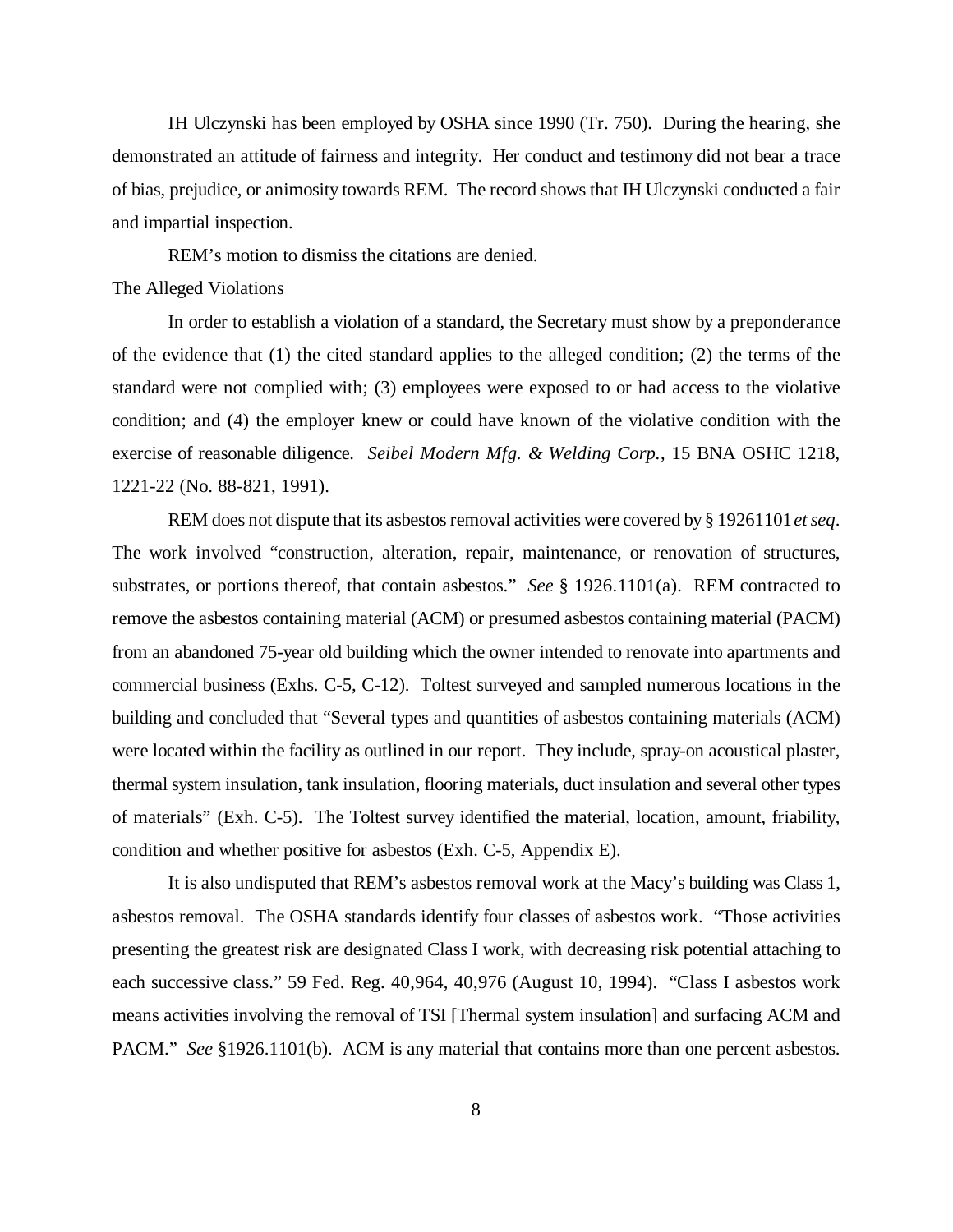IH Ulczynski has been employed by OSHA since 1990 (Tr. 750). During the hearing, she demonstrated an attitude of fairness and integrity. Her conduct and testimony did not bear a trace of bias, prejudice, or animosity towards REM. The record shows that IH Ulczynski conducted a fair and impartial inspection.

REM's motion to dismiss the citations are denied.

The Alleged Violations

In order to establish a violation of a standard, the Secretary must show by a preponderance of the evidence that (1) the cited standard applies to the alleged condition; (2) the terms of the standard were not complied with; (3) employees were exposed to or had access to the violative condition; and (4) the employer knew or could have known of the violative condition with the exercise of reasonable diligence. *Seibel Modern Mfg. & Welding Corp.*, 15 BNA OSHC 1218, 1221-22 (No. 88-821, 1991).

REM does not dispute that its asbestos removal activities were covered by § 19261101 *et seq*. The work involved "construction, alteration, repair, maintenance, or renovation of structures, substrates, or portions thereof, that contain asbestos." *See* § 1926.1101(a). REM contracted to remove the asbestos containing material (ACM) or presumed asbestos containing material (PACM) from an abandoned 75-year old building which the owner intended to renovate into apartments and commercial business (Exhs. C-5, C-12). Toltest surveyed and sampled numerous locations in the building and concluded that "Several types and quantities of asbestos containing materials (ACM) were located within the facility as outlined in our report. They include, spray-on acoustical plaster, thermal system insulation, tank insulation, flooring materials, duct insulation and several other types of materials" (Exh. C-5). The Toltest survey identified the material, location, amount, friability, condition and whether positive for asbestos (Exh. C-5, Appendix E).

It is also undisputed that REM's asbestos removal work at the Macy's building was Class 1, asbestos removal. The OSHA standards identify four classes of asbestos work. "Those activities presenting the greatest risk are designated Class I work, with decreasing risk potential attaching to each successive class." 59 Fed. Reg. 40,964, 40,976 (August 10, 1994). "Class I asbestos work means activities involving the removal of TSI [Thermal system insulation] and surfacing ACM and PACM." *See* §1926.1101(b). ACM is any material that contains more than one percent asbestos.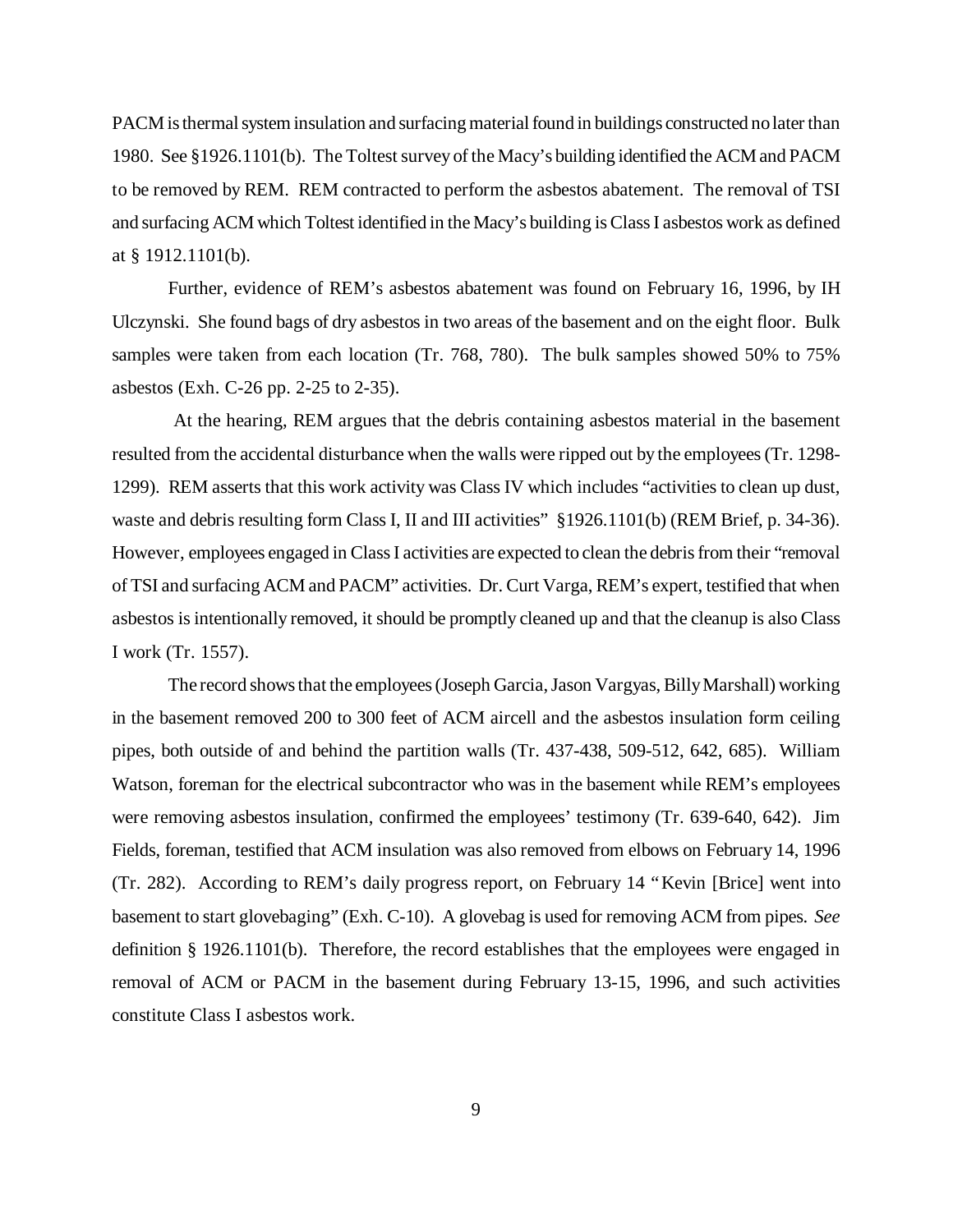PACM is thermal system insulation and surfacing material found in buildings constructed no later than 1980. See §1926.1101(b). The Toltest survey of the Macy's building identified the ACM and PACM to be removed by REM. REM contracted to perform the asbestos abatement. The removal of TSI and surfacing ACM which Toltest identified in the Macy's building is Class I asbestos work as defined at § 1912.1101(b).

Further, evidence of REM's asbestos abatement was found on February 16, 1996, by IH Ulczynski. She found bags of dry asbestos in two areas of the basement and on the eight floor. Bulk samples were taken from each location (Tr. 768, 780). The bulk samples showed 50% to 75% asbestos (Exh. C-26 pp. 2-25 to 2-35).

At the hearing, REM argues that the debris containing asbestos material in the basement resulted from the accidental disturbance when the walls were ripped out by the employees (Tr. 1298-1299). REM asserts that this work activity was Class IV which includes "activities to clean up dust, waste and debris resulting form Class I, II and III activities" §1926.1101(b) (REM Brief, p. 34-36). However, employees engaged in Class I activities are expected to clean the debris from their "removal of TSI and surfacing ACM and PACM" activities. Dr. Curt Varga, REM's expert, testified that when asbestos is intentionally removed, it should be promptly cleaned up and that the cleanup is also Class I work (Tr. 1557).

The record shows that the employees (Joseph Garcia, Jason Vargyas, Billy Marshall) working in the basement removed 200 to 300 feet of ACM aircell and the asbestos insulation form ceiling pipes, both outside of and behind the partition walls (Tr. 437-438, 509-512, 642, 685). William Watson, foreman for the electrical subcontractor who was in the basement while REM's employees were removing asbestos insulation, confirmed the employees' testimony (Tr. 639-640, 642). Jim Fields, foreman, testified that ACM insulation was also removed from elbows on February 14, 1996 (Tr. 282). According to REM's daily progress report, on February 14 "Kevin [Brice] went into basement to start glovebaging" (Exh. C-10). A glovebag is used for removing ACM from pipes. *See* definition § 1926.1101(b). Therefore, the record establishes that the employees were engaged in removal of ACM or PACM in the basement during February 13-15, 1996, and such activities constitute Class I asbestos work.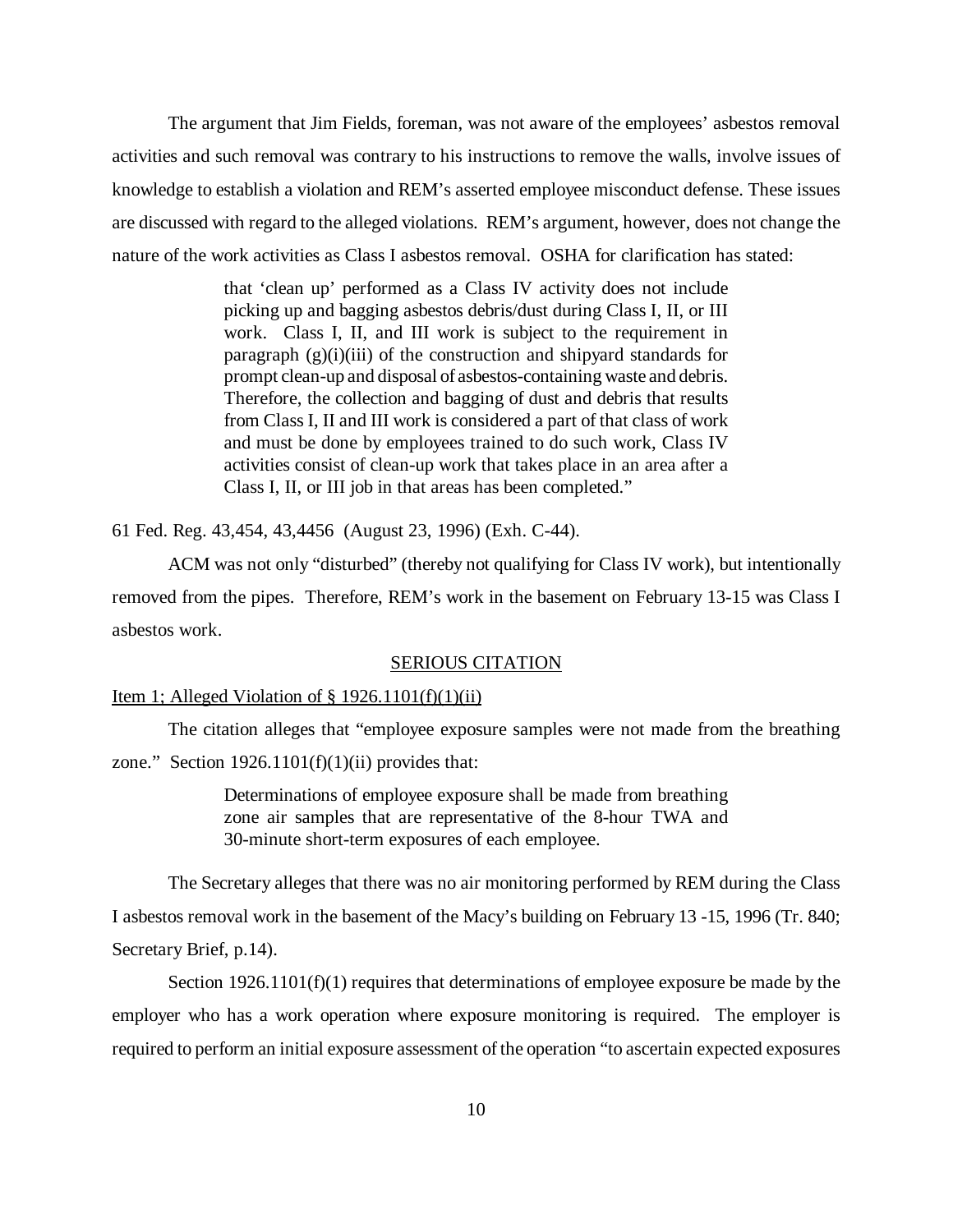The argument that Jim Fields, foreman, was not aware of the employees' asbestos removal activities and such removal was contrary to his instructions to remove the walls, involve issues of knowledge to establish a violation and REM's asserted employee misconduct defense. These issues are discussed with regard to the alleged violations. REM's argument, however, does not change the nature of the work activities as Class I asbestos removal. OSHA for clarification has stated:

> that 'clean up' performed as a Class IV activity does not include picking up and bagging asbestos debris/dust during Class I, II, or III work. Class I, II, and III work is subject to the requirement in paragraph (g)(i)(iii) of the construction and shipyard standards for prompt clean-up and disposal of asbestos-containing waste and debris. Therefore, the collection and bagging of dust and debris that results from Class I, II and III work is considered a part of that class of work and must be done by employees trained to do such work, Class IV activities consist of clean-up work that takes place in an area after a Class I, II, or III job in that areas has been completed."

61 Fed. Reg. 43,454, 43,4456 (August 23, 1996) (Exh. C-44).

ACM was not only "disturbed" (thereby not qualifying for Class IV work), but intentionally removed from the pipes. Therefore, REM's work in the basement on February 13-15 was Class I asbestos work.

## SERIOUS CITATION

### Item 1; Alleged Violation of § 1926.1101(f)(1)(ii)

The citation alleges that "employee exposure samples were not made from the breathing zone." Section 1926.1101(f)(1)(ii) provides that:

> Determinations of employee exposure shall be made from breathing zone air samples that are representative of the 8-hour TWA and 30-minute short-term exposures of each employee.

The Secretary alleges that there was no air monitoring performed by REM during the Class I asbestos removal work in the basement of the Macy's building on February 13 -15, 1996 (Tr. 840; Secretary Brief, p.14).

Section 1926.1101(f)(1) requires that determinations of employee exposure be made by the employer who has a work operation where exposure monitoring is required. The employer is required to perform an initial exposure assessment of the operation "to ascertain expected exposures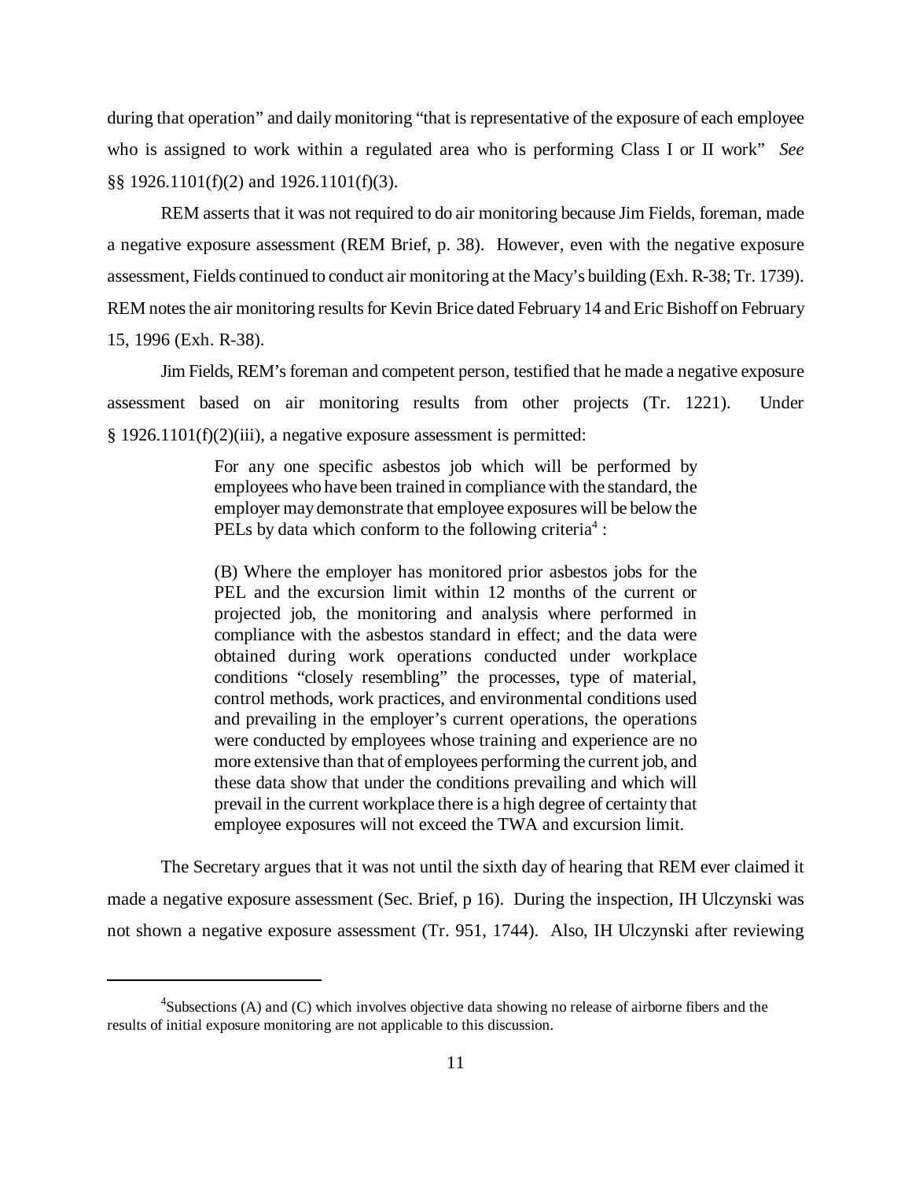during that operation" and daily monitoring "that is representative of the exposure of each employee who is assigned to work within a regulated area who is performing Class I or II work" *See* §§ 1926.1101(f)(2) and 1926.1101(f)(3).

REM asserts that it was not required to do air monitoring because Jim Fields, foreman, made a negative exposure assessment (REM Brief, p. 38). However, even with the negative exposure assessment, Fields continued to conduct air monitoring at the Macy's building (Exh. R-38; Tr. 1739). REM notes the air monitoring results for Kevin Brice dated February 14 and Eric Bishoff on February 15, 1996 (Exh. R-38).

Jim Fields, REM's foreman and competent person, testified that he made a negative exposure assessment based on air monitoring results from other projects (Tr. 1221). Under § 1926.1101(f)(2)(iii), a negative exposure assessment is permitted:

> For any one specific asbestos job which will be performed by employees who have been trained in compliance with the standard, the employer may demonstrate that employee exposures will be below the PELs by data which conform to the following criteria[4] :
>
> (B) Where the employer has monitored prior asbestos jobs for the PEL and the excursion limit within 12 months of the current or projected job, the monitoring and analysis where performed in compliance with the asbestos standard in effect; and the data were obtained during work operations conducted under workplace conditions "closely resembling" the processes, type of material, control methods, work practices, and environmental conditions used and prevailing in the employer's current operations, the operations were conducted by employees whose training and experience are no more extensive than that of employees performing the current job, and these data show that under the conditions prevailing and which will prevail in the current workplace there is a high degree of certainty that employee exposures will not exceed the TWA and excursion limit.

The Secretary argues that it was not until the sixth day of hearing that REM ever claimed it made a negative exposure assessment (Sec. Brief, p 16). During the inspection, IH Ulczynski was not shown a negative exposure assessment (Tr. 951, 1744). Also, IH Ulczynski after reviewing

---

[4] Subsections (A) and (C) which involves objective data showing no release of airborne fibers and the results of initial exposure monitoring are not applicable to this discussion.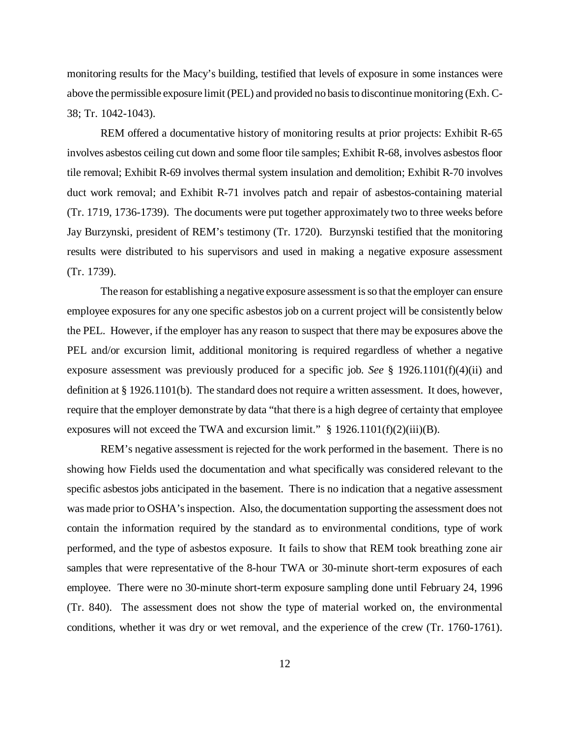monitoring results for the Macy's building, testified that levels of exposure in some instances were above the permissible exposure limit (PEL) and provided no basis to discontinue monitoring (Exh. C-38; Tr. 1042-1043).

REM offered a documentative history of monitoring results at prior projects: Exhibit R-65 involves asbestos ceiling cut down and some floor tile samples; Exhibit R-68, involves asbestos floor tile removal; Exhibit R-69 involves thermal system insulation and demolition; Exhibit R-70 involves duct work removal; and Exhibit R-71 involves patch and repair of asbestos-containing material (Tr. 1719, 1736-1739). The documents were put together approximately two to three weeks before Jay Burzynski, president of REM's testimony (Tr. 1720). Burzynski testified that the monitoring results were distributed to his supervisors and used in making a negative exposure assessment (Tr. 1739).

The reason for establishing a negative exposure assessment is so that the employer can ensure employee exposures for any one specific asbestos job on a current project will be consistently below the PEL. However, if the employer has any reason to suspect that there may be exposures above the PEL and/or excursion limit, additional monitoring is required regardless of whether a negative exposure assessment was previously produced for a specific job. *See* § 1926.1101(f)(4)(ii) and definition at § 1926.1101(b). The standard does not require a written assessment. It does, however, require that the employer demonstrate by data "that there is a high degree of certainty that employee exposures will not exceed the TWA and excursion limit." § 1926.1101(f)(2)(iii)(B).

REM's negative assessment is rejected for the work performed in the basement. There is no showing how Fields used the documentation and what specifically was considered relevant to the specific asbestos jobs anticipated in the basement. There is no indication that a negative assessment was made prior to OSHA's inspection. Also, the documentation supporting the assessment does not contain the information required by the standard as to environmental conditions, type of work performed, and the type of asbestos exposure. It fails to show that REM took breathing zone air samples that were representative of the 8-hour TWA or 30-minute short-term exposures of each employee. There were no 30-minute short-term exposure sampling done until February 24, 1996 (Tr. 840). The assessment does not show the type of material worked on, the environmental conditions, whether it was dry or wet removal, and the experience of the crew (Tr. 1760-1761).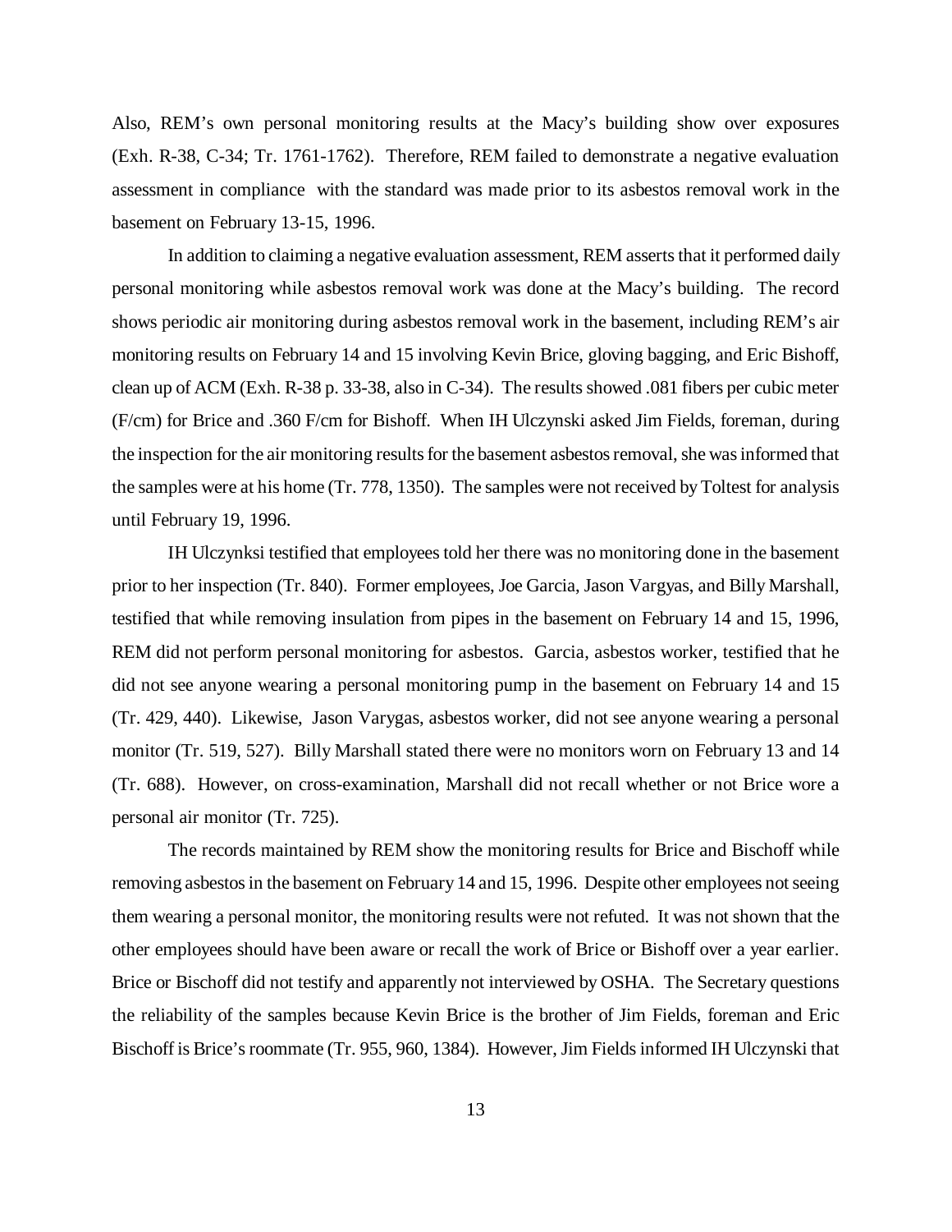Also, REM's own personal monitoring results at the Macy's building show over exposures (Exh. R-38, C-34; Tr. 1761-1762). Therefore, REM failed to demonstrate a negative evaluation assessment in compliance with the standard was made prior to its asbestos removal work in the basement on February 13-15, 1996.

In addition to claiming a negative evaluation assessment, REM asserts that it performed daily personal monitoring while asbestos removal work was done at the Macy's building. The record shows periodic air monitoring during asbestos removal work in the basement, including REM's air monitoring results on February 14 and 15 involving Kevin Brice, gloving bagging, and Eric Bishoff, clean up of ACM (Exh. R-38 p. 33-38, also in C-34). The results showed .081 fibers per cubic meter (F/cm) for Brice and .360 F/cm for Bishoff. When IH Ulczynski asked Jim Fields, foreman, during the inspection for the air monitoring results for the basement asbestos removal, she was informed that the samples were at his home (Tr. 778, 1350). The samples were not received by Toltest for analysis until February 19, 1996.

IH Ulczynksi testified that employees told her there was no monitoring done in the basement prior to her inspection (Tr. 840). Former employees, Joe Garcia, Jason Vargyas, and Billy Marshall, testified that while removing insulation from pipes in the basement on February 14 and 15, 1996, REM did not perform personal monitoring for asbestos. Garcia, asbestos worker, testified that he did not see anyone wearing a personal monitoring pump in the basement on February 14 and 15 (Tr. 429, 440). Likewise, Jason Varygas, asbestos worker, did not see anyone wearing a personal monitor (Tr. 519, 527). Billy Marshall stated there were no monitors worn on February 13 and 14 (Tr. 688). However, on cross-examination, Marshall did not recall whether or not Brice wore a personal air monitor (Tr. 725).

The records maintained by REM show the monitoring results for Brice and Bischoff while removing asbestos in the basement on February 14 and 15, 1996. Despite other employees not seeing them wearing a personal monitor, the monitoring results were not refuted. It was not shown that the other employees should have been aware or recall the work of Brice or Bishoff over a year earlier. Brice or Bischoff did not testify and apparently not interviewed by OSHA. The Secretary questions the reliability of the samples because Kevin Brice is the brother of Jim Fields, foreman and Eric Bischoff is Brice's roommate (Tr. 955, 960, 1384). However, Jim Fields informed IH Ulczynski that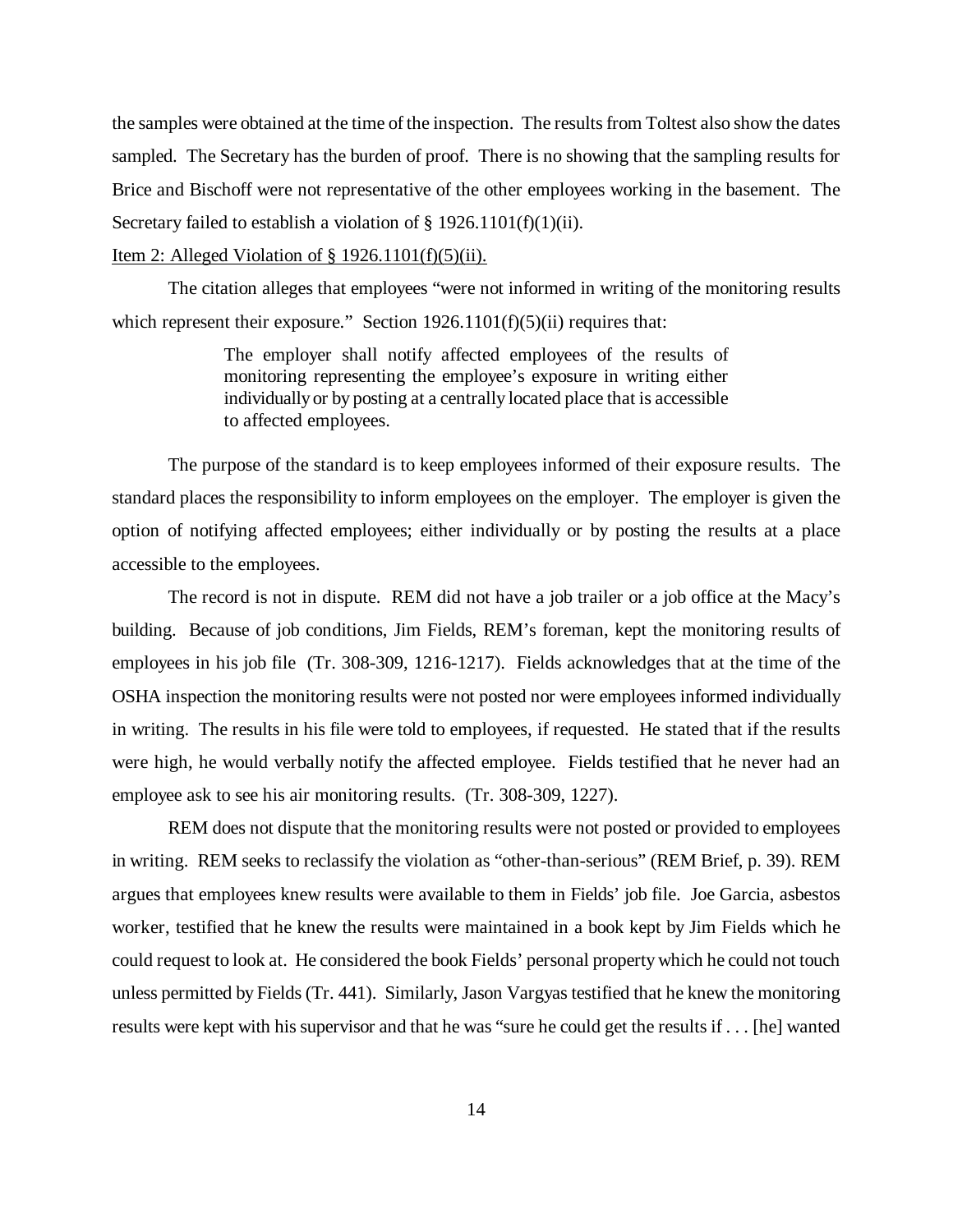the samples were obtained at the time of the inspection. The results from Toltest also show the dates sampled. The Secretary has the burden of proof. There is no showing that the sampling results for Brice and Bischoff were not representative of the other employees working in the basement. The Secretary failed to establish a violation of § 1926.1101(f)(1)(ii).

Item 2: Alleged Violation of § 1926.1101(f)(5)(ii).

The citation alleges that employees "were not informed in writing of the monitoring results which represent their exposure." Section 1926.1101(f)(5)(ii) requires that:

> The employer shall notify affected employees of the results of monitoring representing the employee's exposure in writing either individually or by posting at a centrally located place that is accessible to affected employees.

The purpose of the standard is to keep employees informed of their exposure results. The standard places the responsibility to inform employees on the employer. The employer is given the option of notifying affected employees; either individually or by posting the results at a place accessible to the employees.

The record is not in dispute. REM did not have a job trailer or a job office at the Macy's building. Because of job conditions, Jim Fields, REM's foreman, kept the monitoring results of employees in his job file (Tr. 308-309, 1216-1217). Fields acknowledges that at the time of the OSHA inspection the monitoring results were not posted nor were employees informed individually in writing. The results in his file were told to employees, if requested. He stated that if the results were high, he would verbally notify the affected employee. Fields testified that he never had an employee ask to see his air monitoring results. (Tr. 308-309, 1227).

REM does not dispute that the monitoring results were not posted or provided to employees in writing. REM seeks to reclassify the violation as "other-than-serious" (REM Brief, p. 39). REM argues that employees knew results were available to them in Fields' job file. Joe Garcia, asbestos worker, testified that he knew the results were maintained in a book kept by Jim Fields which he could request to look at. He considered the book Fields' personal property which he could not touch unless permitted by Fields (Tr. 441). Similarly, Jason Vargyas testified that he knew the monitoring results were kept with his supervisor and that he was "sure he could get the results if . . . [he] wanted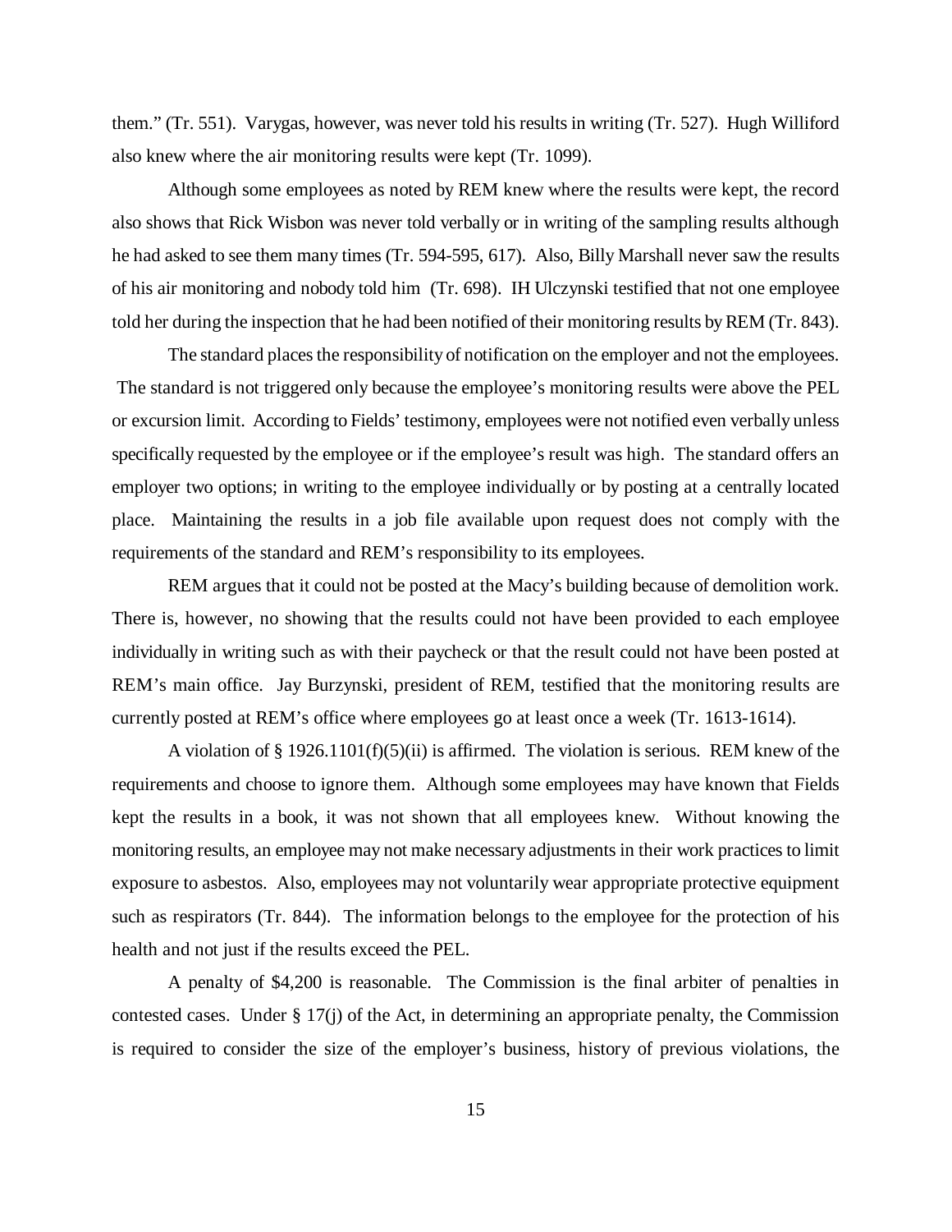them." (Tr. 551). Varygas, however, was never told his results in writing (Tr. 527). Hugh Williford also knew where the air monitoring results were kept (Tr. 1099).

Although some employees as noted by REM knew where the results were kept, the record also shows that Rick Wisbon was never told verbally or in writing of the sampling results although he had asked to see them many times (Tr. 594-595, 617). Also, Billy Marshall never saw the results of his air monitoring and nobody told him (Tr. 698). IH Ulczynski testified that not one employee told her during the inspection that he had been notified of their monitoring results by REM (Tr. 843).

The standard places the responsibility of notification on the employer and not the employees. The standard is not triggered only because the employee's monitoring results were above the PEL or excursion limit. According to Fields' testimony, employees were not notified even verbally unless specifically requested by the employee or if the employee's result was high. The standard offers an employer two options; in writing to the employee individually or by posting at a centrally located place. Maintaining the results in a job file available upon request does not comply with the requirements of the standard and REM's responsibility to its employees.

REM argues that it could not be posted at the Macy's building because of demolition work. There is, however, no showing that the results could not have been provided to each employee individually in writing such as with their paycheck or that the result could not have been posted at REM's main office. Jay Burzynski, president of REM, testified that the monitoring results are currently posted at REM's office where employees go at least once a week (Tr. 1613-1614).

A violation of § 1926.1101(f)(5)(ii) is affirmed. The violation is serious. REM knew of the requirements and choose to ignore them. Although some employees may have known that Fields kept the results in a book, it was not shown that all employees knew. Without knowing the monitoring results, an employee may not make necessary adjustments in their work practices to limit exposure to asbestos. Also, employees may not voluntarily wear appropriate protective equipment such as respirators (Tr. 844). The information belongs to the employee for the protection of his health and not just if the results exceed the PEL.

A penalty of $4,200 is reasonable. The Commission is the final arbiter of penalties in contested cases. Under § 17(j) of the Act, in determining an appropriate penalty, the Commission is required to consider the size of the employer's business, history of previous violations, the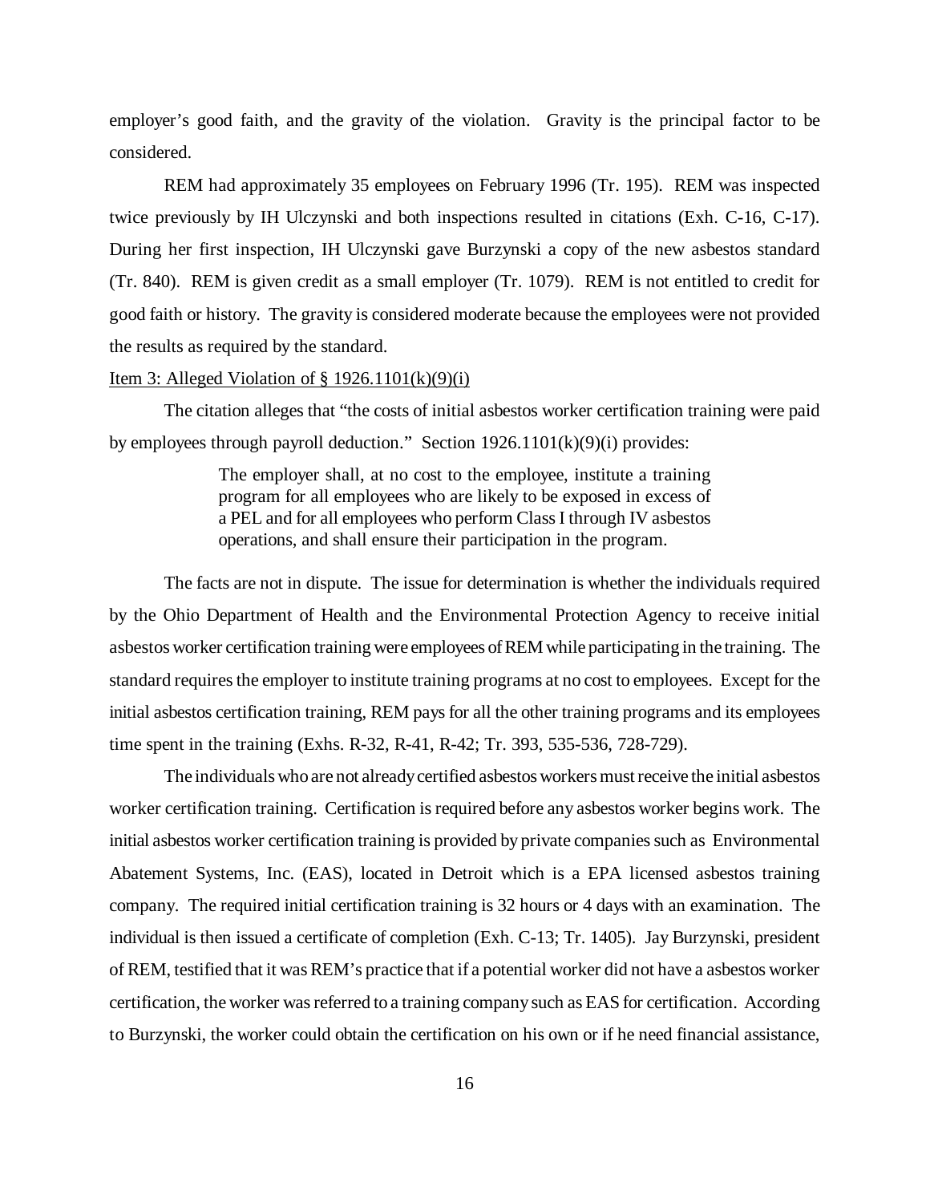employer's good faith, and the gravity of the violation. Gravity is the principal factor to be considered.

REM had approximately 35 employees on February 1996 (Tr. 195). REM was inspected twice previously by IH Ulczynski and both inspections resulted in citations (Exh. C-16, C-17). During her first inspection, IH Ulczynski gave Burzynski a copy of the new asbestos standard (Tr. 840). REM is given credit as a small employer (Tr. 1079). REM is not entitled to credit for good faith or history. The gravity is considered moderate because the employees were not provided the results as required by the standard.

Item 3: Alleged Violation of § 1926.1101(k)(9)(i)

The citation alleges that "the costs of initial asbestos worker certification training were paid by employees through payroll deduction." Section 1926.1101(k)(9)(i) provides:

> The employer shall, at no cost to the employee, institute a training program for all employees who are likely to be exposed in excess of a PEL and for all employees who perform Class I through IV asbestos operations, and shall ensure their participation in the program.

The facts are not in dispute. The issue for determination is whether the individuals required by the Ohio Department of Health and the Environmental Protection Agency to receive initial asbestos worker certification training were employees of REM while participating in the training. The standard requires the employer to institute training programs at no cost to employees. Except for the initial asbestos certification training, REM pays for all the other training programs and its employees time spent in the training (Exhs. R-32, R-41, R-42; Tr. 393, 535-536, 728-729).

The individuals who are not already certified asbestos workers must receive the initial asbestos worker certification training. Certification is required before any asbestos worker begins work. The initial asbestos worker certification training is provided by private companies such as Environmental Abatement Systems, Inc. (EAS), located in Detroit which is a EPA licensed asbestos training company. The required initial certification training is 32 hours or 4 days with an examination. The individual is then issued a certificate of completion (Exh. C-13; Tr. 1405). Jay Burzynski, president of REM, testified that it was REM's practice that if a potential worker did not have a asbestos worker certification, the worker was referred to a training company such as EAS for certification. According to Burzynski, the worker could obtain the certification on his own or if he need financial assistance,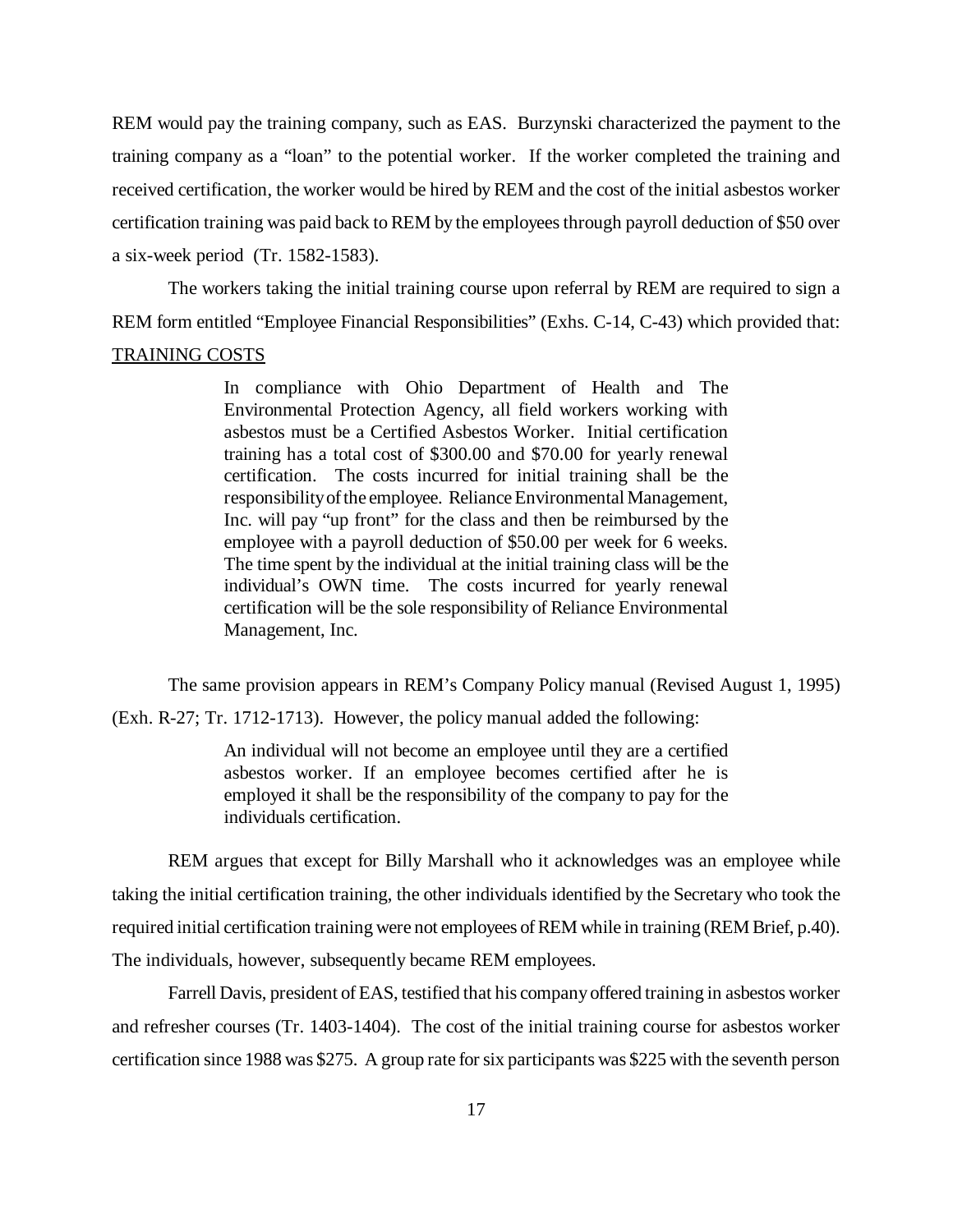REM would pay the training company, such as EAS. Burzynski characterized the payment to the training company as a "loan" to the potential worker. If the worker completed the training and received certification, the worker would be hired by REM and the cost of the initial asbestos worker certification training was paid back to REM by the employees through payroll deduction of $50 over a six-week period (Tr. 1582-1583).

The workers taking the initial training course upon referral by REM are required to sign a REM form entitled "Employee Financial Responsibilities" (Exhs. C-14, C-43) which provided that:

<u>TRAINING COSTS</u>

> In compliance with Ohio Department of Health and The Environmental Protection Agency, all field workers working with asbestos must be a Certified Asbestos Worker. Initial certification training has a total cost of $300.00 and $70.00 for yearly renewal certification. The costs incurred for initial training shall be the responsibility of the employee. Reliance Environmental Management, Inc. will pay "up front" for the class and then be reimbursed by the employee with a payroll deduction of $50.00 per week for 6 weeks. The time spent by the individual at the initial training class will be the individual's OWN time. The costs incurred for yearly renewal certification will be the sole responsibility of Reliance Environmental Management, Inc.

The same provision appears in REM's Company Policy manual (Revised August 1, 1995) (Exh. R-27; Tr. 1712-1713). However, the policy manual added the following:

> An individual will not become an employee until they are a certified asbestos worker. If an employee becomes certified after he is employed it shall be the responsibility of the company to pay for the individuals certification.

REM argues that except for Billy Marshall who it acknowledges was an employee while taking the initial certification training, the other individuals identified by the Secretary who took the required initial certification training were not employees of REM while in training (REM Brief, p.40). The individuals, however, subsequently became REM employees.

Farrell Davis, president of EAS, testified that his company offered training in asbestos worker and refresher courses (Tr. 1403-1404). The cost of the initial training course for asbestos worker certification since 1988 was $275. A group rate for six participants was $225 with the seventh person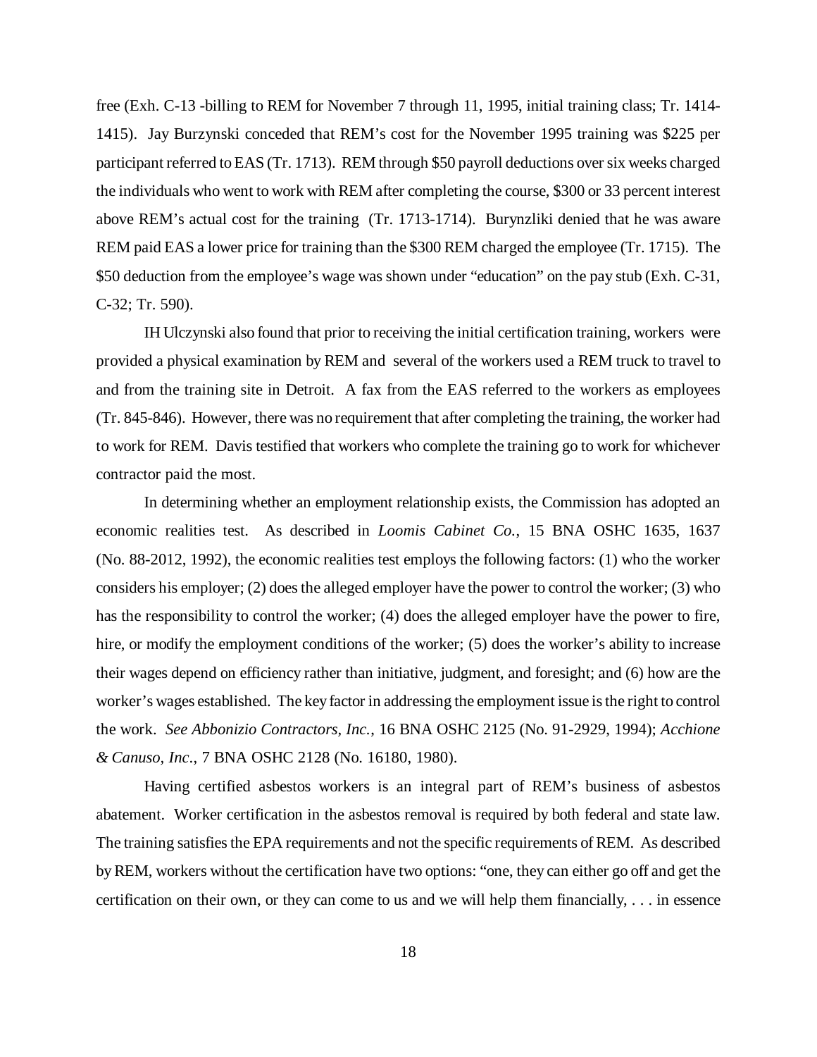free (Exh. C-13 -billing to REM for November 7 through 11, 1995, initial training class; Tr. 1414-1415). Jay Burzynski conceded that REM's cost for the November 1995 training was $225 per participant referred to EAS (Tr. 1713). REM through $50 payroll deductions over six weeks charged the individuals who went to work with REM after completing the course, $300 or 33 percent interest above REM's actual cost for the training (Tr. 1713-1714). Burynzliki denied that he was aware REM paid EAS a lower price for training than the $300 REM charged the employee (Tr. 1715). The $50 deduction from the employee's wage was shown under "education" on the pay stub (Exh. C-31, C-32; Tr. 590).

IH Ulczynski also found that prior to receiving the initial certification training, workers were provided a physical examination by REM and several of the workers used a REM truck to travel to and from the training site in Detroit. A fax from the EAS referred to the workers as employees (Tr. 845-846). However, there was no requirement that after completing the training, the worker had to work for REM. Davis testified that workers who complete the training go to work for whichever contractor paid the most.

In determining whether an employment relationship exists, the Commission has adopted an economic realities test. As described in *Loomis Cabinet Co.*, 15 BNA OSHC 1635, 1637 (No. 88-2012, 1992), the economic realities test employs the following factors: (1) who the worker considers his employer; (2) does the alleged employer have the power to control the worker; (3) who has the responsibility to control the worker; (4) does the alleged employer have the power to fire, hire, or modify the employment conditions of the worker; (5) does the worker's ability to increase their wages depend on efficiency rather than initiative, judgment, and foresight; and (6) how are the worker's wages established. The key factor in addressing the employment issue is the right to control the work. *See Abbonizio Contractors, Inc.*, 16 BNA OSHC 2125 (No. 91-2929, 1994); *Acchione & Canuso, Inc.*, 7 BNA OSHC 2128 (No. 16180, 1980).

Having certified asbestos workers is an integral part of REM's business of asbestos abatement. Worker certification in the asbestos removal is required by both federal and state law. The training satisfies the EPA requirements and not the specific requirements of REM. As described by REM, workers without the certification have two options: "one, they can either go off and get the certification on their own, or they can come to us and we will help them financially, . . . in essence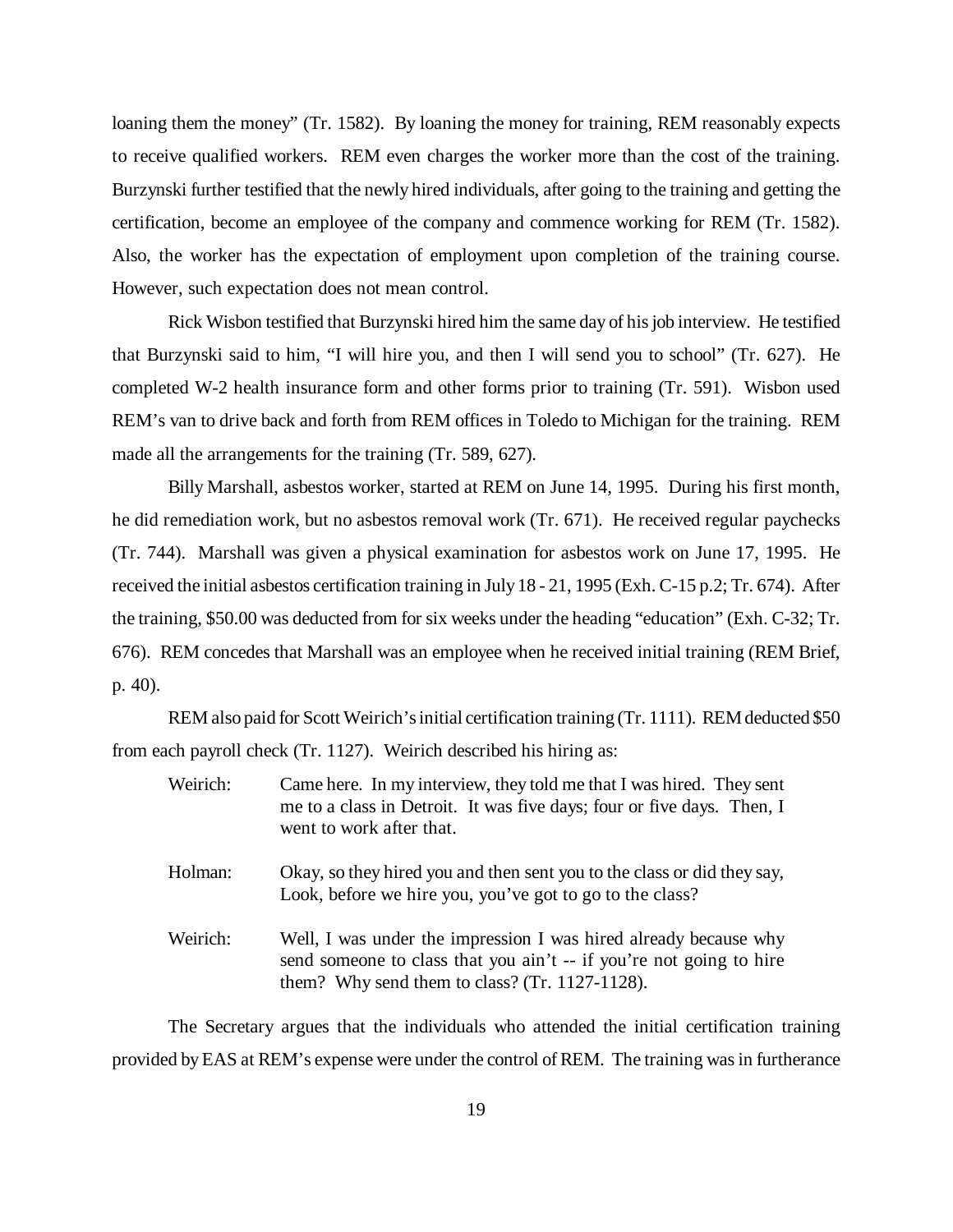loaning them the money" (Tr. 1582). By loaning the money for training, REM reasonably expects to receive qualified workers. REM even charges the worker more than the cost of the training. Burzynski further testified that the newly hired individuals, after going to the training and getting the certification, become an employee of the company and commence working for REM (Tr. 1582). Also, the worker has the expectation of employment upon completion of the training course. However, such expectation does not mean control.

Rick Wisbon testified that Burzynski hired him the same day of his job interview. He testified that Burzynski said to him, "I will hire you, and then I will send you to school" (Tr. 627). He completed W-2 health insurance form and other forms prior to training (Tr. 591). Wisbon used REM's van to drive back and forth from REM offices in Toledo to Michigan for the training. REM made all the arrangements for the training (Tr. 589, 627).

Billy Marshall, asbestos worker, started at REM on June 14, 1995. During his first month, he did remediation work, but no asbestos removal work (Tr. 671). He received regular paychecks (Tr. 744). Marshall was given a physical examination for asbestos work on June 17, 1995. He received the initial asbestos certification training in July 18 - 21, 1995 (Exh. C-15 p.2; Tr. 674). After the training, $50.00 was deducted from for six weeks under the heading "education" (Exh. C-32; Tr. 676). REM concedes that Marshall was an employee when he received initial training (REM Brief, p. 40).

REM also paid for Scott Weirich's initial certification training (Tr. 1111). REM deducted $50 from each payroll check (Tr. 1127). Weirich described his hiring as:

> Weirich: Came here. In my interview, they told me that I was hired. They sent me to a class in Detroit. It was five days; four or five days. Then, I went to work after that.
>
> Holman: Okay, so they hired you and then sent you to the class or did they say, Look, before we hire you, you've got to go to the class?
>
> Weirich: Well, I was under the impression I was hired already because why send someone to class that you ain't -- if you're not going to hire them? Why send them to class? (Tr. 1127-1128).

The Secretary argues that the individuals who attended the initial certification training provided by EAS at REM's expense were under the control of REM. The training was in furtherance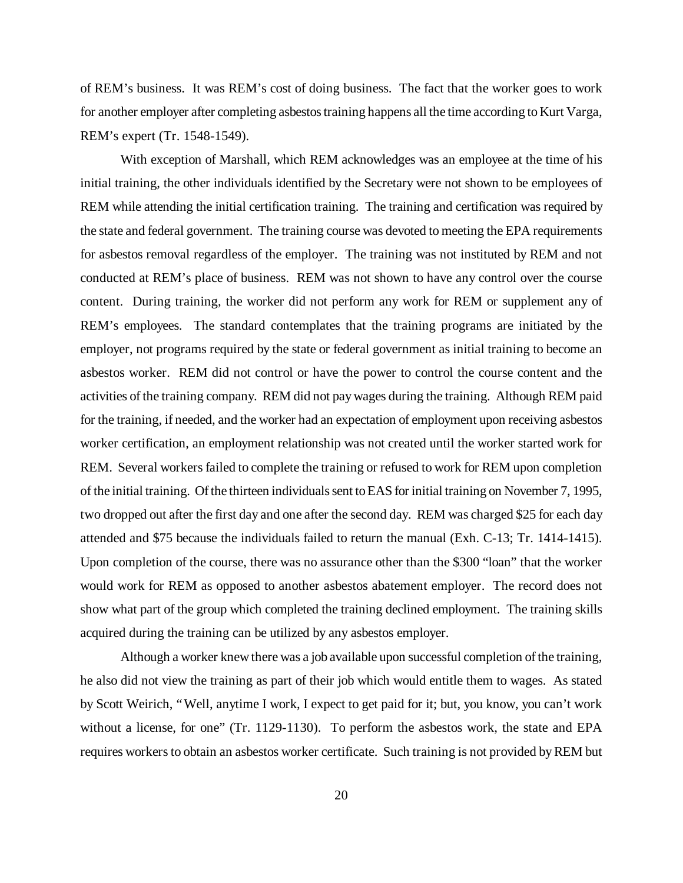of REM's business. It was REM's cost of doing business. The fact that the worker goes to work for another employer after completing asbestos training happens all the time according to Kurt Varga, REM's expert (Tr. 1548-1549).

With exception of Marshall, which REM acknowledges was an employee at the time of his initial training, the other individuals identified by the Secretary were not shown to be employees of REM while attending the initial certification training. The training and certification was required by the state and federal government. The training course was devoted to meeting the EPA requirements for asbestos removal regardless of the employer. The training was not instituted by REM and not conducted at REM's place of business. REM was not shown to have any control over the course content. During training, the worker did not perform any work for REM or supplement any of REM's employees. The standard contemplates that the training programs are initiated by the employer, not programs required by the state or federal government as initial training to become an asbestos worker. REM did not control or have the power to control the course content and the activities of the training company. REM did not pay wages during the training. Although REM paid for the training, if needed, and the worker had an expectation of employment upon receiving asbestos worker certification, an employment relationship was not created until the worker started work for REM. Several workers failed to complete the training or refused to work for REM upon completion of the initial training. Of the thirteen individuals sent to EAS for initial training on November 7, 1995, two dropped out after the first day and one after the second day. REM was charged $25 for each day attended and $75 because the individuals failed to return the manual (Exh. C-13; Tr. 1414-1415). Upon completion of the course, there was no assurance other than the $300 "loan" that the worker would work for REM as opposed to another asbestos abatement employer. The record does not show what part of the group which completed the training declined employment. The training skills acquired during the training can be utilized by any asbestos employer.

Although a worker knew there was a job available upon successful completion of the training, he also did not view the training as part of their job which would entitle them to wages. As stated by Scott Weirich, "Well, anytime I work, I expect to get paid for it; but, you know, you can't work without a license, for one" (Tr. 1129-1130). To perform the asbestos work, the state and EPA requires workers to obtain an asbestos worker certificate. Such training is not provided by REM but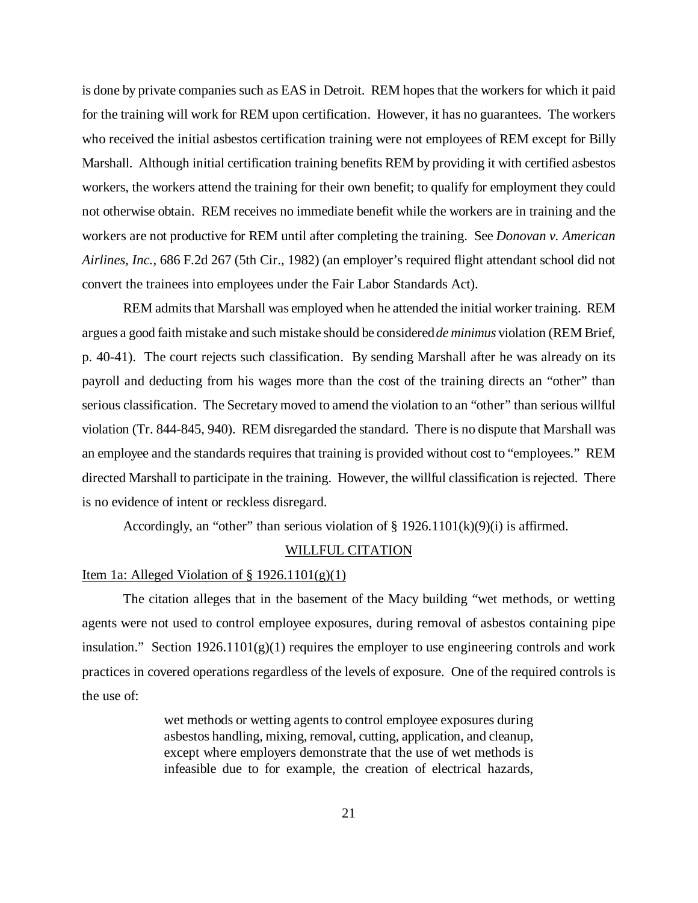is done by private companies such as EAS in Detroit. REM hopes that the workers for which it paid for the training will work for REM upon certification. However, it has no guarantees. The workers who received the initial asbestos certification training were not employees of REM except for Billy Marshall. Although initial certification training benefits REM by providing it with certified asbestos workers, the workers attend the training for their own benefit; to qualify for employment they could not otherwise obtain. REM receives no immediate benefit while the workers are in training and the workers are not productive for REM until after completing the training. See *Donovan v. American Airlines, Inc.*, 686 F.2d 267 (5th Cir., 1982) (an employer's required flight attendant school did not convert the trainees into employees under the Fair Labor Standards Act).

REM admits that Marshall was employed when he attended the initial worker training. REM argues a good faith mistake and such mistake should be considered *de minimus* violation (REM Brief, p. 40-41). The court rejects such classification. By sending Marshall after he was already on its payroll and deducting from his wages more than the cost of the training directs an "other" than serious classification. The Secretary moved to amend the violation to an "other" than serious willful violation (Tr. 844-845, 940). REM disregarded the standard. There is no dispute that Marshall was an employee and the standards requires that training is provided without cost to "employees." REM directed Marshall to participate in the training. However, the willful classification is rejected. There is no evidence of intent or reckless disregard.

Accordingly, an "other" than serious violation of § 1926.1101(k)(9)(i) is affirmed.

<u>WILLFUL CITATION</u>

<u>Item 1a: Alleged Violation of § 1926.1101(g)(1)</u>

The citation alleges that in the basement of the Macy building "wet methods, or wetting agents were not used to control employee exposures, during removal of asbestos containing pipe insulation." Section 1926.1101(g)(1) requires the employer to use engineering controls and work practices in covered operations regardless of the levels of exposure. One of the required controls is the use of:

> wet methods or wetting agents to control employee exposures during asbestos handling, mixing, removal, cutting, application, and cleanup, except where employers demonstrate that the use of wet methods is infeasible due to for example, the creation of electrical hazards,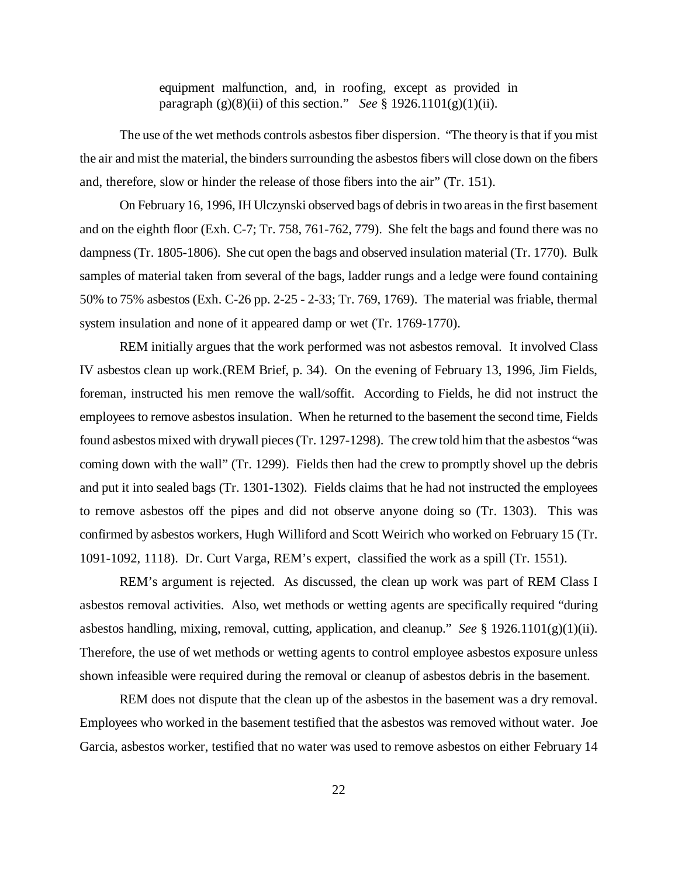> equipment malfunction, and, in roofing, except as provided in paragraph (g)(8)(ii) of this section." *See* § 1926.1101(g)(1)(ii).

The use of the wet methods controls asbestos fiber dispersion. "The theory is that if you mist the air and mist the material, the binders surrounding the asbestos fibers will close down on the fibers and, therefore, slow or hinder the release of those fibers into the air" (Tr. 151).

On February 16, 1996, IH Ulczynski observed bags of debris in two areas in the first basement and on the eighth floor (Exh. C-7; Tr. 758, 761-762, 779). She felt the bags and found there was no dampness (Tr. 1805-1806). She cut open the bags and observed insulation material (Tr. 1770). Bulk samples of material taken from several of the bags, ladder rungs and a ledge were found containing 50% to 75% asbestos (Exh. C-26 pp. 2-25 - 2-33; Tr. 769, 1769). The material was friable, thermal system insulation and none of it appeared damp or wet (Tr. 1769-1770).

REM initially argues that the work performed was not asbestos removal. It involved Class IV asbestos clean up work.(REM Brief, p. 34). On the evening of February 13, 1996, Jim Fields, foreman, instructed his men remove the wall/soffit. According to Fields, he did not instruct the employees to remove asbestos insulation. When he returned to the basement the second time, Fields found asbestos mixed with drywall pieces (Tr. 1297-1298). The crew told him that the asbestos "was coming down with the wall" (Tr. 1299). Fields then had the crew to promptly shovel up the debris and put it into sealed bags (Tr. 1301-1302). Fields claims that he had not instructed the employees to remove asbestos off the pipes and did not observe anyone doing so (Tr. 1303). This was confirmed by asbestos workers, Hugh Williford and Scott Weirich who worked on February 15 (Tr. 1091-1092, 1118). Dr. Curt Varga, REM's expert, classified the work as a spill (Tr. 1551).

REM's argument is rejected. As discussed, the clean up work was part of REM Class I asbestos removal activities. Also, wet methods or wetting agents are specifically required "during asbestos handling, mixing, removal, cutting, application, and cleanup." *See* § 1926.1101(g)(1)(ii). Therefore, the use of wet methods or wetting agents to control employee asbestos exposure unless shown infeasible were required during the removal or cleanup of asbestos debris in the basement.

REM does not dispute that the clean up of the asbestos in the basement was a dry removal. Employees who worked in the basement testified that the asbestos was removed without water. Joe Garcia, asbestos worker, testified that no water was used to remove asbestos on either February 14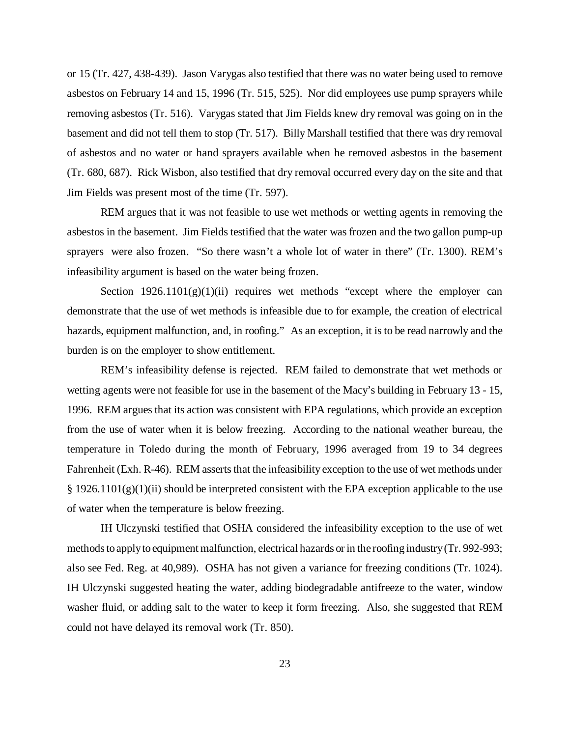or 15 (Tr. 427, 438-439). Jason Varygas also testified that there was no water being used to remove asbestos on February 14 and 15, 1996 (Tr. 515, 525). Nor did employees use pump sprayers while removing asbestos (Tr. 516). Varygas stated that Jim Fields knew dry removal was going on in the basement and did not tell them to stop (Tr. 517). Billy Marshall testified that there was dry removal of asbestos and no water or hand sprayers available when he removed asbestos in the basement (Tr. 680, 687). Rick Wisbon, also testified that dry removal occurred every day on the site and that Jim Fields was present most of the time (Tr. 597).

REM argues that it was not feasible to use wet methods or wetting agents in removing the asbestos in the basement. Jim Fields testified that the water was frozen and the two gallon pump-up sprayers were also frozen. "So there wasn't a whole lot of water in there" (Tr. 1300). REM's infeasibility argument is based on the water being frozen.

Section 1926.1101(g)(1)(ii) requires wet methods "except where the employer can demonstrate that the use of wet methods is infeasible due to for example, the creation of electrical hazards, equipment malfunction, and, in roofing." As an exception, it is to be read narrowly and the burden is on the employer to show entitlement.

REM's infeasibility defense is rejected. REM failed to demonstrate that wet methods or wetting agents were not feasible for use in the basement of the Macy's building in February 13 - 15, 1996. REM argues that its action was consistent with EPA regulations, which provide an exception from the use of water when it is below freezing. According to the national weather bureau, the temperature in Toledo during the month of February, 1996 averaged from 19 to 34 degrees Fahrenheit (Exh. R-46). REM asserts that the infeasibility exception to the use of wet methods under § 1926.1101(g)(1)(ii) should be interpreted consistent with the EPA exception applicable to the use of water when the temperature is below freezing.

IH Ulczynski testified that OSHA considered the infeasibility exception to the use of wet methods to apply to equipment malfunction, electrical hazards or in the roofing industry (Tr. 992-993; also see Fed. Reg. at 40,989). OSHA has not given a variance for freezing conditions (Tr. 1024). IH Ulczynski suggested heating the water, adding biodegradable antifreeze to the water, window washer fluid, or adding salt to the water to keep it form freezing. Also, she suggested that REM could not have delayed its removal work (Tr. 850).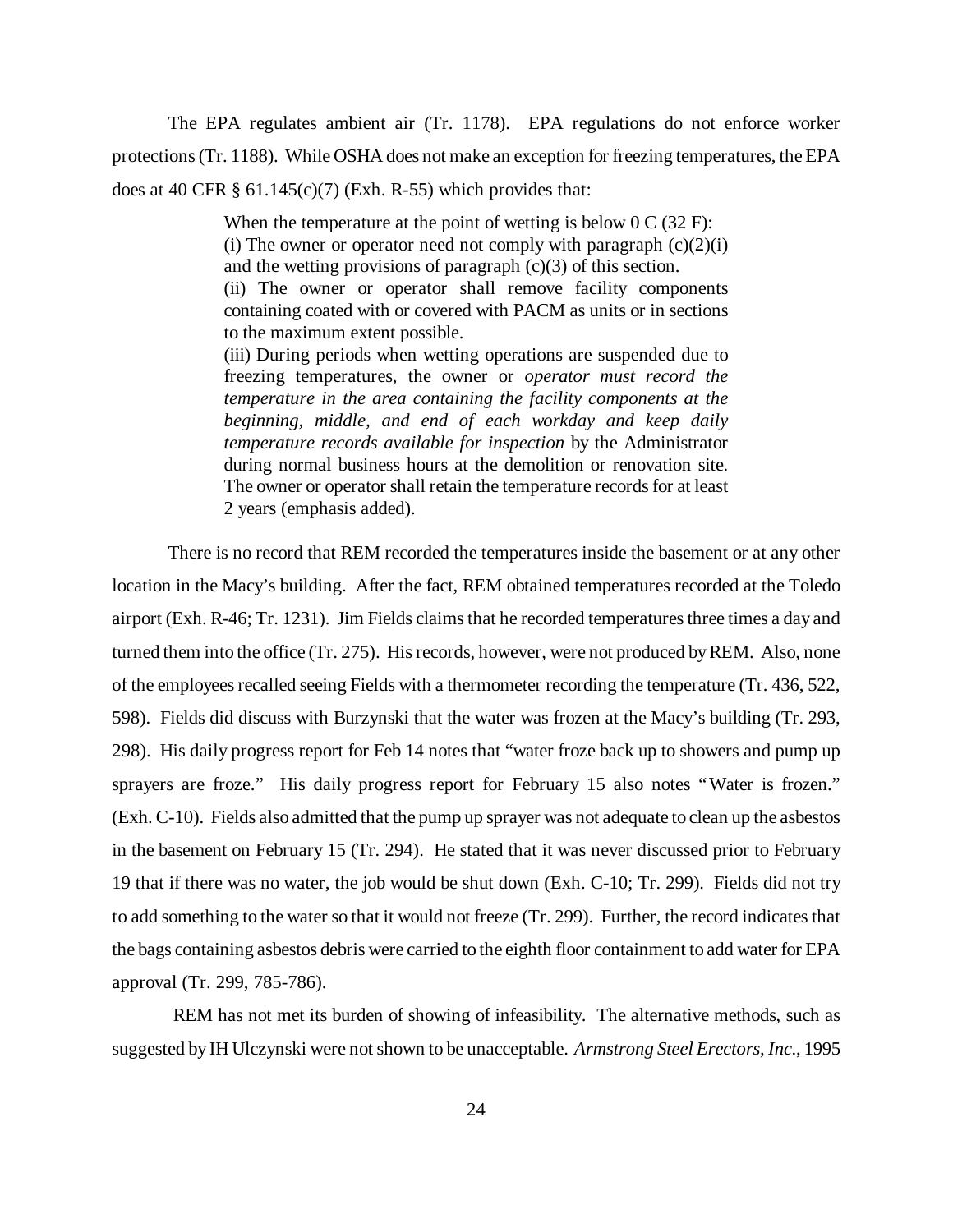The EPA regulates ambient air (Tr. 1178). EPA regulations do not enforce worker protections (Tr. 1188). While OSHA does not make an exception for freezing temperatures, the EPA does at 40 CFR § 61.145(c)(7) (Exh. R-55) which provides that:

> When the temperature at the point of wetting is below 0 C (32 F):
> (i) The owner or operator need not comply with paragraph (c)(2)(i) and the wetting provisions of paragraph (c)(3) of this section.
> (ii) The owner or operator shall remove facility components containing coated with or covered with PACM as units or in sections to the maximum extent possible.
> (iii) During periods when wetting operations are suspended due to freezing temperatures, the owner or *operator must record the temperature in the area containing the facility components at the beginning, middle, and end of each workday and keep daily temperature records available for inspection* by the Administrator during normal business hours at the demolition or renovation site. The owner or operator shall retain the temperature records for at least 2 years (emphasis added).

There is no record that REM recorded the temperatures inside the basement or at any other location in the Macy's building. After the fact, REM obtained temperatures recorded at the Toledo airport (Exh. R-46; Tr. 1231). Jim Fields claims that he recorded temperatures three times a day and turned them into the office (Tr. 275). His records, however, were not produced by REM. Also, none of the employees recalled seeing Fields with a thermometer recording the temperature (Tr. 436, 522, 598). Fields did discuss with Burzynski that the water was frozen at the Macy's building (Tr. 293, 298). His daily progress report for Feb 14 notes that "water froze back up to showers and pump up sprayers are froze." His daily progress report for February 15 also notes "Water is frozen." (Exh. C-10). Fields also admitted that the pump up sprayer was not adequate to clean up the asbestos in the basement on February 15 (Tr. 294). He stated that it was never discussed prior to February 19 that if there was no water, the job would be shut down (Exh. C-10; Tr. 299). Fields did not try to add something to the water so that it would not freeze (Tr. 299). Further, the record indicates that the bags containing asbestos debris were carried to the eighth floor containment to add water for EPA approval (Tr. 299, 785-786).

REM has not met its burden of showing of infeasibility. The alternative methods, such as suggested by IH Ulczynski were not shown to be unacceptable. *Armstrong Steel Erectors, Inc.*, 1995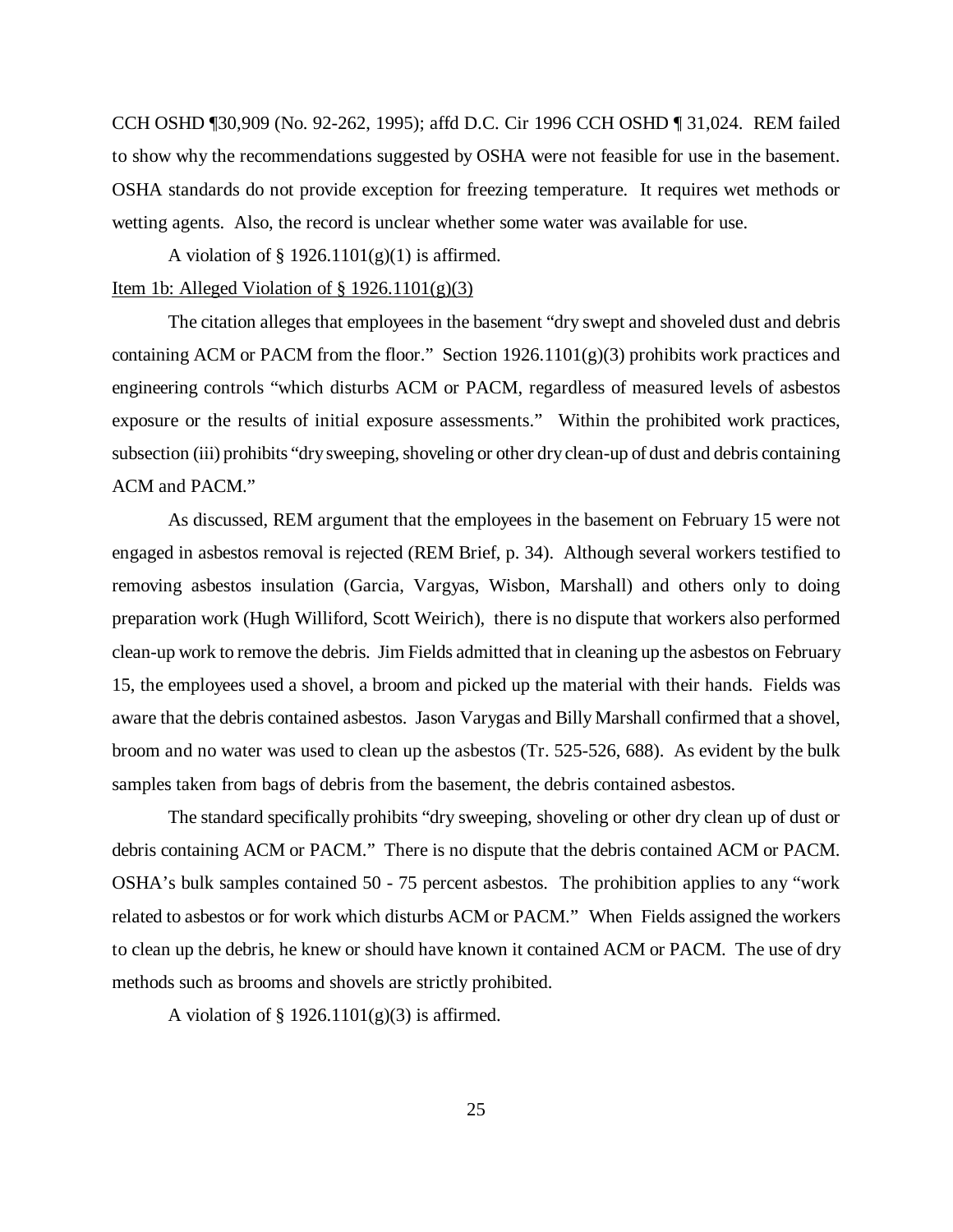CCH OSHD ¶30,909 (No. 92-262, 1995); affd D.C. Cir 1996 CCH OSHD ¶ 31,024. REM failed to show why the recommendations suggested by OSHA were not feasible for use in the basement. OSHA standards do not provide exception for freezing temperature. It requires wet methods or wetting agents. Also, the record is unclear whether some water was available for use.

A violation of § 1926.1101(g)(1) is affirmed.

Item 1b: Alleged Violation of § 1926.1101(g)(3)

The citation alleges that employees in the basement "dry swept and shoveled dust and debris containing ACM or PACM from the floor." Section 1926.1101(g)(3) prohibits work practices and engineering controls "which disturbs ACM or PACM, regardless of measured levels of asbestos exposure or the results of initial exposure assessments." Within the prohibited work practices, subsection (iii) prohibits "dry sweeping, shoveling or other dry clean-up of dust and debris containing ACM and PACM."

As discussed, REM argument that the employees in the basement on February 15 were not engaged in asbestos removal is rejected (REM Brief, p. 34). Although several workers testified to removing asbestos insulation (Garcia, Vargyas, Wisbon, Marshall) and others only to doing preparation work (Hugh Williford, Scott Weirich), there is no dispute that workers also performed clean-up work to remove the debris. Jim Fields admitted that in cleaning up the asbestos on February 15, the employees used a shovel, a broom and picked up the material with their hands. Fields was aware that the debris contained asbestos. Jason Varygas and Billy Marshall confirmed that a shovel, broom and no water was used to clean up the asbestos (Tr. 525-526, 688). As evident by the bulk samples taken from bags of debris from the basement, the debris contained asbestos.

The standard specifically prohibits "dry sweeping, shoveling or other dry clean up of dust or debris containing ACM or PACM." There is no dispute that the debris contained ACM or PACM. OSHA's bulk samples contained 50 - 75 percent asbestos. The prohibition applies to any "work related to asbestos or for work which disturbs ACM or PACM." When Fields assigned the workers to clean up the debris, he knew or should have known it contained ACM or PACM. The use of dry methods such as brooms and shovels are strictly prohibited.

A violation of § 1926.1101(g)(3) is affirmed.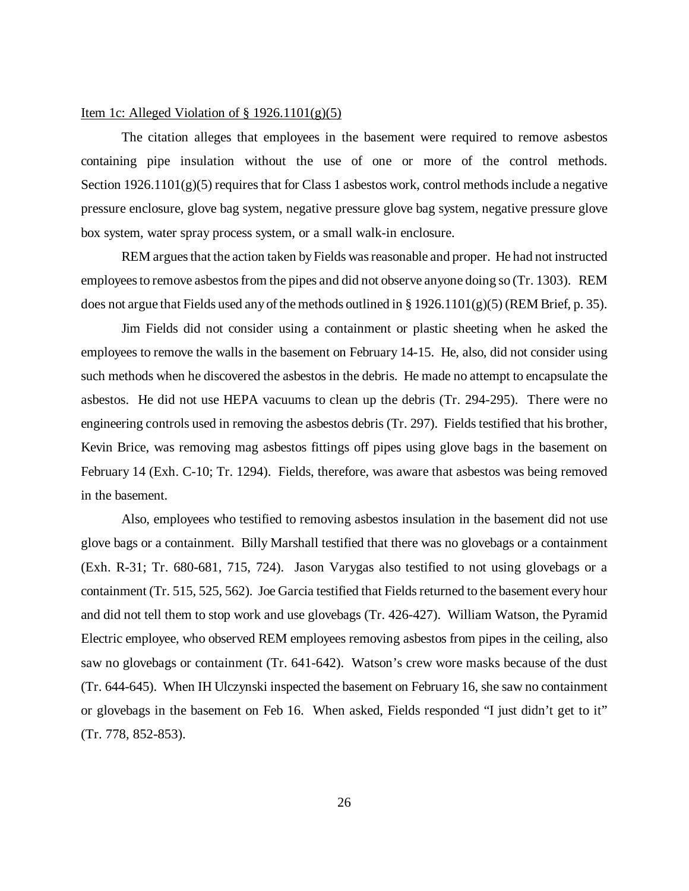Item 1c: Alleged Violation of § 1926.1101(g)(5)

The citation alleges that employees in the basement were required to remove asbestos containing pipe insulation without the use of one or more of the control methods. Section 1926.1101(g)(5) requires that for Class 1 asbestos work, control methods include a negative pressure enclosure, glove bag system, negative pressure glove bag system, negative pressure glove box system, water spray process system, or a small walk-in enclosure.

REM argues that the action taken by Fields was reasonable and proper. He had not instructed employees to remove asbestos from the pipes and did not observe anyone doing so (Tr. 1303). REM does not argue that Fields used any of the methods outlined in § 1926.1101(g)(5) (REM Brief, p. 35).

Jim Fields did not consider using a containment or plastic sheeting when he asked the employees to remove the walls in the basement on February 14-15. He, also, did not consider using such methods when he discovered the asbestos in the debris. He made no attempt to encapsulate the asbestos. He did not use HEPA vacuums to clean up the debris (Tr. 294-295). There were no engineering controls used in removing the asbestos debris (Tr. 297). Fields testified that his brother, Kevin Brice, was removing mag asbestos fittings off pipes using glove bags in the basement on February 14 (Exh. C-10; Tr. 1294). Fields, therefore, was aware that asbestos was being removed in the basement.

Also, employees who testified to removing asbestos insulation in the basement did not use glove bags or a containment. Billy Marshall testified that there was no glovebags or a containment (Exh. R-31; Tr. 680-681, 715, 724). Jason Varygas also testified to not using glovebags or a containment (Tr. 515, 525, 562). Joe Garcia testified that Fields returned to the basement every hour and did not tell them to stop work and use glovebags (Tr. 426-427). William Watson, the Pyramid Electric employee, who observed REM employees removing asbestos from pipes in the ceiling, also saw no glovebags or containment (Tr. 641-642). Watson's crew wore masks because of the dust (Tr. 644-645). When IH Ulczynski inspected the basement on February 16, she saw no containment or glovebags in the basement on Feb 16. When asked, Fields responded "I just didn't get to it" (Tr. 778, 852-853).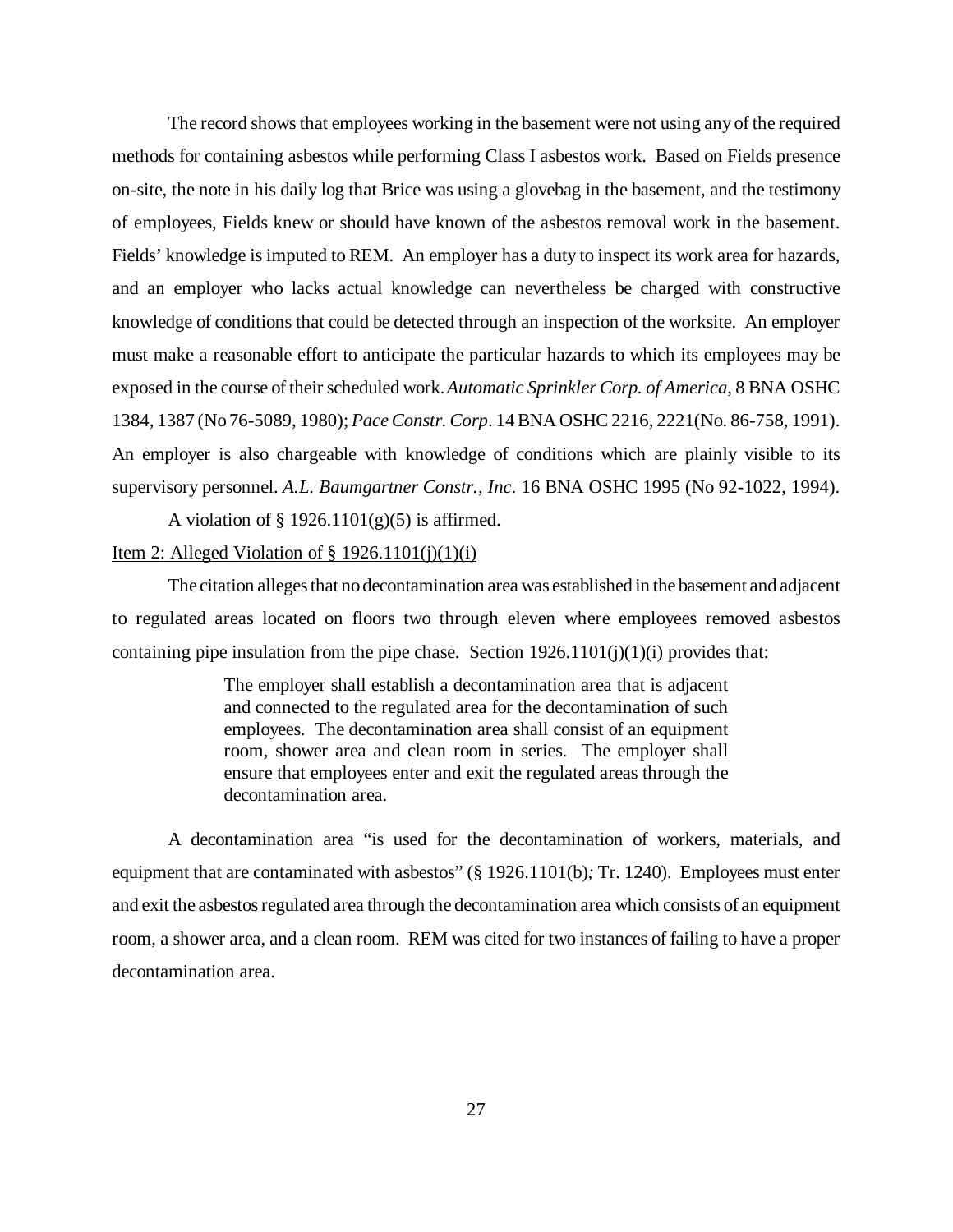The record shows that employees working in the basement were not using any of the required methods for containing asbestos while performing Class I asbestos work. Based on Fields presence on-site, the note in his daily log that Brice was using a glovebag in the basement, and the testimony of employees, Fields knew or should have known of the asbestos removal work in the basement. Fields' knowledge is imputed to REM. An employer has a duty to inspect its work area for hazards, and an employer who lacks actual knowledge can nevertheless be charged with constructive knowledge of conditions that could be detected through an inspection of the worksite. An employer must make a reasonable effort to anticipate the particular hazards to which its employees may be exposed in the course of their scheduled work. *Automatic Sprinkler Corp. of America*, 8 BNA OSHC 1384, 1387 (No 76-5089, 1980); *Pace Constr. Corp*. 14 BNA OSHC 2216, 2221(No. 86-758, 1991). An employer is also chargeable with knowledge of conditions which are plainly visible to its supervisory personnel. *A.L. Baumgartner Constr., Inc*. 16 BNA OSHC 1995 (No 92-1022, 1994).

A violation of § 1926.1101(g)(5) is affirmed.

<u>Item 2: Alleged Violation of § 1926.1101(j)(1)(i)</u>

The citation alleges that no decontamination area was established in the basement and adjacent to regulated areas located on floors two through eleven where employees removed asbestos containing pipe insulation from the pipe chase. Section 1926.1101(j)(1)(i) provides that:

> The employer shall establish a decontamination area that is adjacent and connected to the regulated area for the decontamination of such employees. The decontamination area shall consist of an equipment room, shower area and clean room in series. The employer shall ensure that employees enter and exit the regulated areas through the decontamination area.

A decontamination area "is used for the decontamination of workers, materials, and equipment that are contaminated with asbestos" (§ 1926.1101(b)*;* Tr. 1240). Employees must enter and exit the asbestos regulated area through the decontamination area which consists of an equipment room, a shower area, and a clean room. REM was cited for two instances of failing to have a proper decontamination area.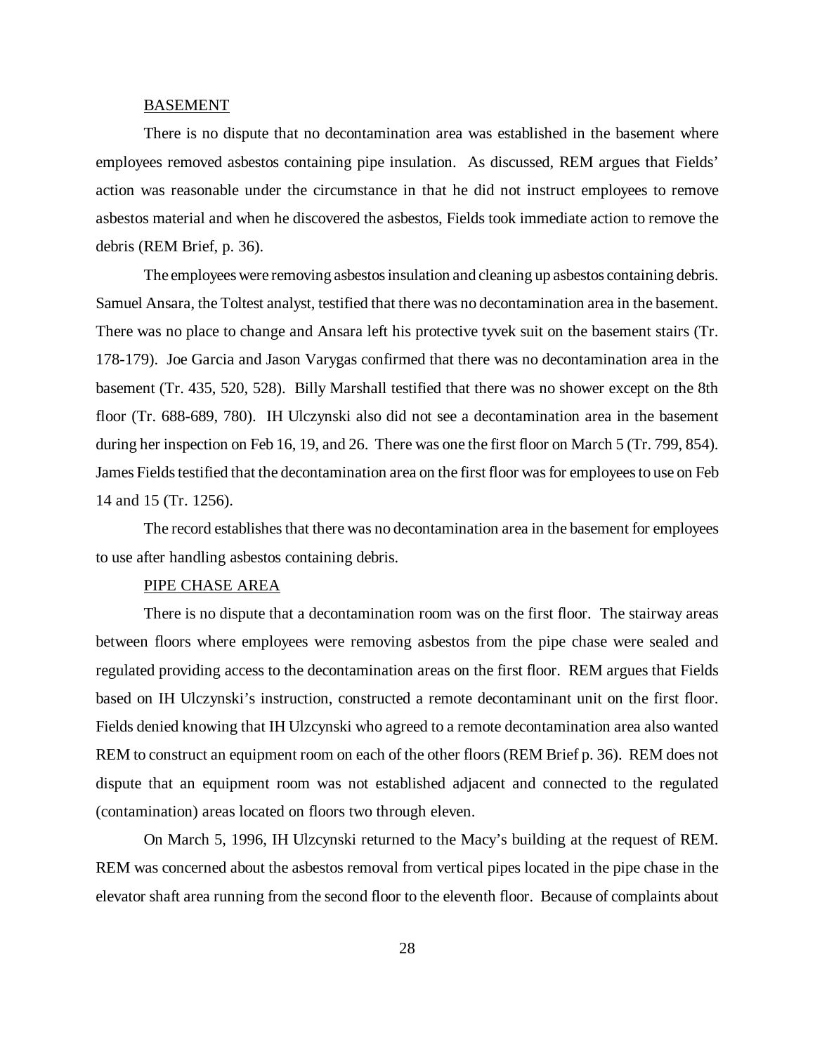BASEMENT

There is no dispute that no decontamination area was established in the basement where employees removed asbestos containing pipe insulation. As discussed, REM argues that Fields' action was reasonable under the circumstance in that he did not instruct employees to remove asbestos material and when he discovered the asbestos, Fields took immediate action to remove the debris (REM Brief, p. 36).

The employees were removing asbestos insulation and cleaning up asbestos containing debris. Samuel Ansara, the Toltest analyst, testified that there was no decontamination area in the basement. There was no place to change and Ansara left his protective tyvek suit on the basement stairs (Tr. 178-179). Joe Garcia and Jason Varygas confirmed that there was no decontamination area in the basement (Tr. 435, 520, 528). Billy Marshall testified that there was no shower except on the 8th floor (Tr. 688-689, 780). IH Ulczynski also did not see a decontamination area in the basement during her inspection on Feb 16, 19, and 26. There was one the first floor on March 5 (Tr. 799, 854). James Fields testified that the decontamination area on the first floor was for employees to use on Feb 14 and 15 (Tr. 1256).

The record establishes that there was no decontamination area in the basement for employees to use after handling asbestos containing debris.

PIPE CHASE AREA

There is no dispute that a decontamination room was on the first floor. The stairway areas between floors where employees were removing asbestos from the pipe chase were sealed and regulated providing access to the decontamination areas on the first floor. REM argues that Fields based on IH Ulczynski's instruction, constructed a remote decontaminant unit on the first floor. Fields denied knowing that IH Ulczynski who agreed to a remote decontamination area also wanted REM to construct an equipment room on each of the other floors (REM Brief p. 36). REM does not dispute that an equipment room was not established adjacent and connected to the regulated (contamination) areas located on floors two through eleven.

On March 5, 1996, IH Ulczynski returned to the Macy's building at the request of REM. REM was concerned about the asbestos removal from vertical pipes located in the pipe chase in the elevator shaft area running from the second floor to the eleventh floor. Because of complaints about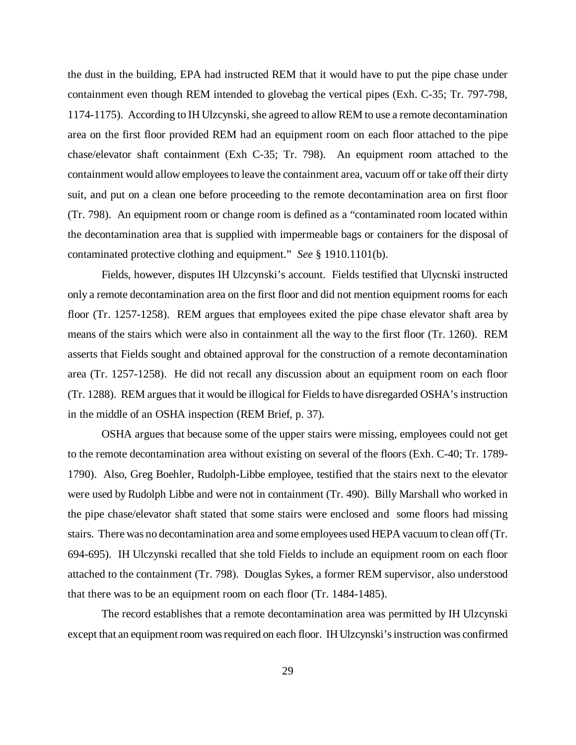the dust in the building, EPA had instructed REM that it would have to put the pipe chase under containment even though REM intended to glovebag the vertical pipes (Exh. C-35; Tr. 797-798, 1174-1175). According to IH Ulzcynski, she agreed to allow REM to use a remote decontamination area on the first floor provided REM had an equipment room on each floor attached to the pipe chase/elevator shaft containment (Exh C-35; Tr. 798). An equipment room attached to the containment would allow employees to leave the containment area, vacuum off or take off their dirty suit, and put on a clean one before proceeding to the remote decontamination area on first floor (Tr. 798). An equipment room or change room is defined as a "contaminated room located within the decontamination area that is supplied with impermeable bags or containers for the disposal of contaminated protective clothing and equipment." *See* § 1910.1101(b).

Fields, however, disputes IH Ulzcynski's account. Fields testified that Ulycnski instructed only a remote decontamination area on the first floor and did not mention equipment rooms for each floor (Tr. 1257-1258). REM argues that employees exited the pipe chase elevator shaft area by means of the stairs which were also in containment all the way to the first floor (Tr. 1260). REM asserts that Fields sought and obtained approval for the construction of a remote decontamination area (Tr. 1257-1258). He did not recall any discussion about an equipment room on each floor (Tr. 1288). REM argues that it would be illogical for Fields to have disregarded OSHA's instruction in the middle of an OSHA inspection (REM Brief, p. 37).

OSHA argues that because some of the upper stairs were missing, employees could not get to the remote decontamination area without existing on several of the floors (Exh. C-40; Tr. 1789-1790). Also, Greg Boehler, Rudolph-Libbe employee, testified that the stairs next to the elevator were used by Rudolph Libbe and were not in containment (Tr. 490). Billy Marshall who worked in the pipe chase/elevator shaft stated that some stairs were enclosed and some floors had missing stairs. There was no decontamination area and some employees used HEPA vacuum to clean off (Tr. 694-695). IH Ulczynski recalled that she told Fields to include an equipment room on each floor attached to the containment (Tr. 798). Douglas Sykes, a former REM supervisor, also understood that there was to be an equipment room on each floor (Tr. 1484-1485).

The record establishes that a remote decontamination area was permitted by IH Ulzcynski except that an equipment room was required on each floor. IH Ulzcynski's instruction was confirmed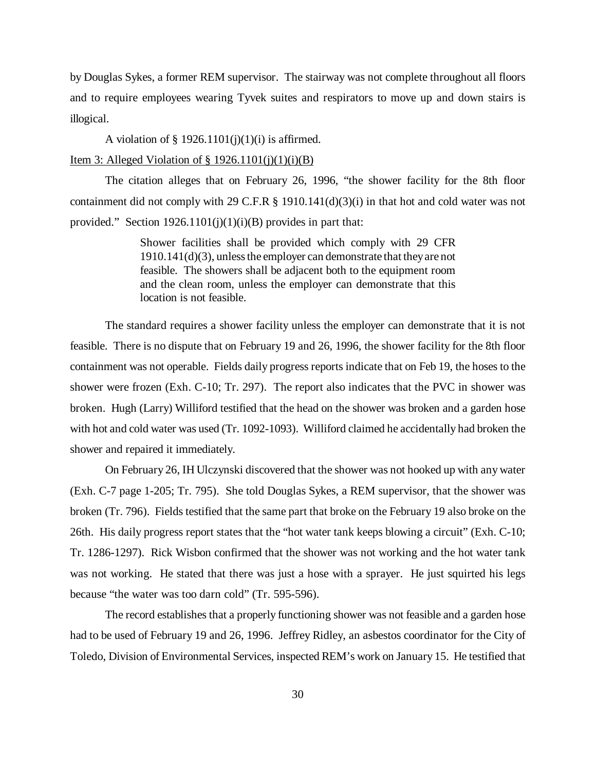by Douglas Sykes, a former REM supervisor. The stairway was not complete throughout all floors and to require employees wearing Tyvek suites and respirators to move up and down stairs is illogical.

A violation of § 1926.1101(j)(1)(i) is affirmed.

<u>Item 3: Alleged Violation of § 1926.1101(j)(1)(i)(B)</u>

The citation alleges that on February 26, 1996, "the shower facility for the 8th floor containment did not comply with 29 C.F.R § 1910.141(d)(3)(i) in that hot and cold water was not provided." Section 1926.1101(j)(1)(i)(B) provides in part that:

> Shower facilities shall be provided which comply with 29 CFR 1910.141(d)(3), unless the employer can demonstrate that they are not feasible. The showers shall be adjacent both to the equipment room and the clean room, unless the employer can demonstrate that this location is not feasible.

The standard requires a shower facility unless the employer can demonstrate that it is not feasible. There is no dispute that on February 19 and 26, 1996, the shower facility for the 8th floor containment was not operable. Fields daily progress reports indicate that on Feb 19, the hoses to the shower were frozen (Exh. C-10; Tr. 297). The report also indicates that the PVC in shower was broken. Hugh (Larry) Williford testified that the head on the shower was broken and a garden hose with hot and cold water was used (Tr. 1092-1093). Williford claimed he accidentally had broken the shower and repaired it immediately.

On February 26, IH Ulczynski discovered that the shower was not hooked up with any water (Exh. C-7 page 1-205; Tr. 795). She told Douglas Sykes, a REM supervisor, that the shower was broken (Tr. 796). Fields testified that the same part that broke on the February 19 also broke on the 26th. His daily progress report states that the "hot water tank keeps blowing a circuit" (Exh. C-10; Tr. 1286-1297). Rick Wisbon confirmed that the shower was not working and the hot water tank was not working. He stated that there was just a hose with a sprayer. He just squirted his legs because "the water was too darn cold" (Tr. 595-596).

The record establishes that a properly functioning shower was not feasible and a garden hose had to be used of February 19 and 26, 1996. Jeffrey Ridley, an asbestos coordinator for the City of Toledo, Division of Environmental Services, inspected REM's work on January 15. He testified that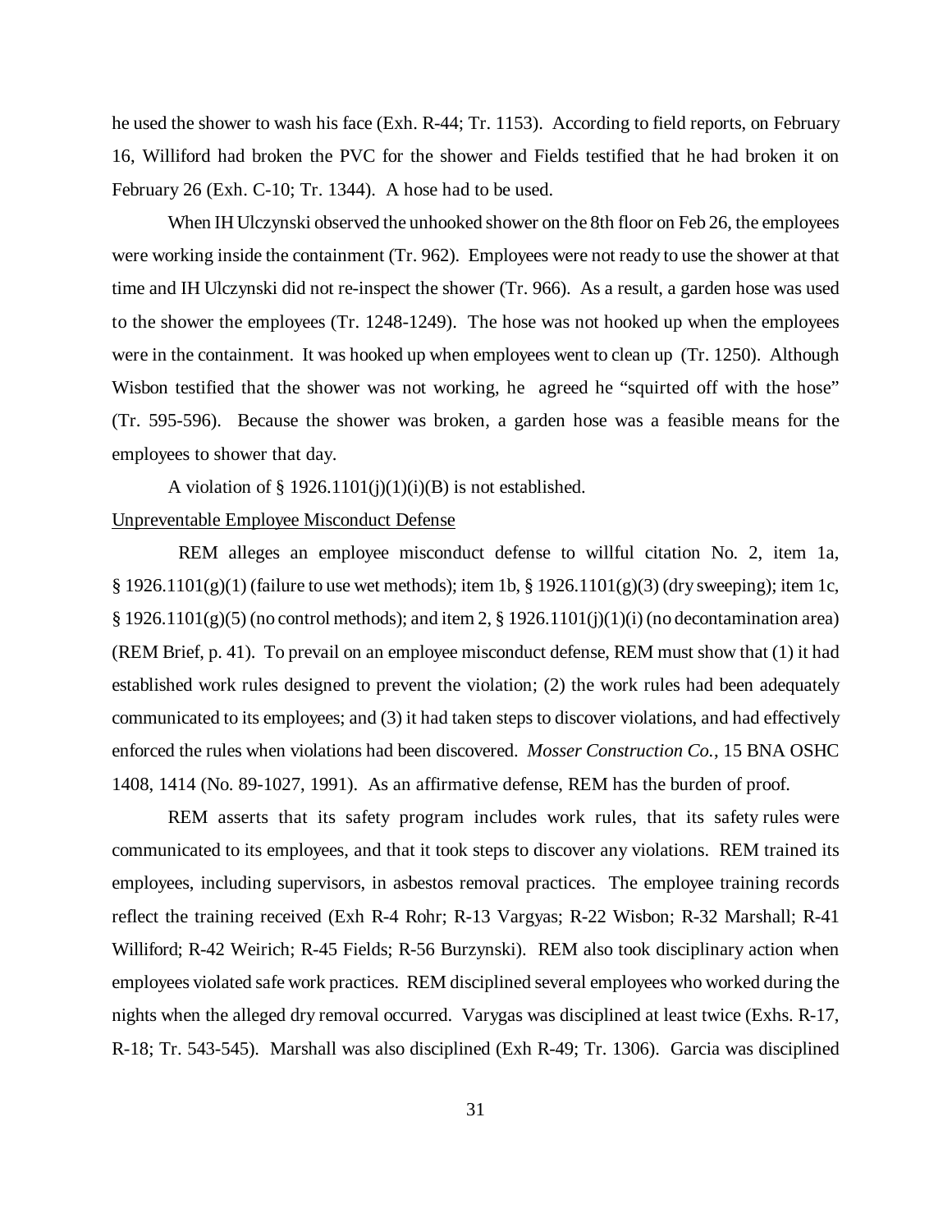he used the shower to wash his face (Exh. R-44; Tr. 1153). According to field reports, on February 16, Williford had broken the PVC for the shower and Fields testified that he had broken it on February 26 (Exh. C-10; Tr. 1344). A hose had to be used.

When IH Ulczynski observed the unhooked shower on the 8th floor on Feb 26, the employees were working inside the containment (Tr. 962). Employees were not ready to use the shower at that time and IH Ulczynski did not re-inspect the shower (Tr. 966). As a result, a garden hose was used to the shower the employees (Tr. 1248-1249). The hose was not hooked up when the employees were in the containment. It was hooked up when employees went to clean up (Tr. 1250). Although Wisbon testified that the shower was not working, he agreed he "squirted off with the hose" (Tr. 595-596). Because the shower was broken, a garden hose was a feasible means for the employees to shower that day.

A violation of § 1926.1101(j)(1)(i)(B) is not established.

Unpreventable Employee Misconduct Defense

REM alleges an employee misconduct defense to willful citation No. 2, item 1a, § 1926.1101(g)(1) (failure to use wet methods); item 1b, § 1926.1101(g)(3) (dry sweeping); item 1c, § 1926.1101(g)(5) (no control methods); and item 2, § 1926.1101(j)(1)(i) (no decontamination area) (REM Brief, p. 41). To prevail on an employee misconduct defense, REM must show that (1) it had established work rules designed to prevent the violation; (2) the work rules had been adequately communicated to its employees; and (3) it had taken steps to discover violations, and had effectively enforced the rules when violations had been discovered. *Mosser Construction Co.*, 15 BNA OSHC 1408, 1414 (No. 89-1027, 1991). As an affirmative defense, REM has the burden of proof.

REM asserts that its safety program includes work rules, that its safety rules were communicated to its employees, and that it took steps to discover any violations. REM trained its employees, including supervisors, in asbestos removal practices. The employee training records reflect the training received (Exh R-4 Rohr; R-13 Vargyas; R-22 Wisbon; R-32 Marshall; R-41 Williford; R-42 Weirich; R-45 Fields; R-56 Burzynski). REM also took disciplinary action when employees violated safe work practices. REM disciplined several employees who worked during the nights when the alleged dry removal occurred. Varygas was disciplined at least twice (Exhs. R-17, R-18; Tr. 543-545). Marshall was also disciplined (Exh R-49; Tr. 1306). Garcia was disciplined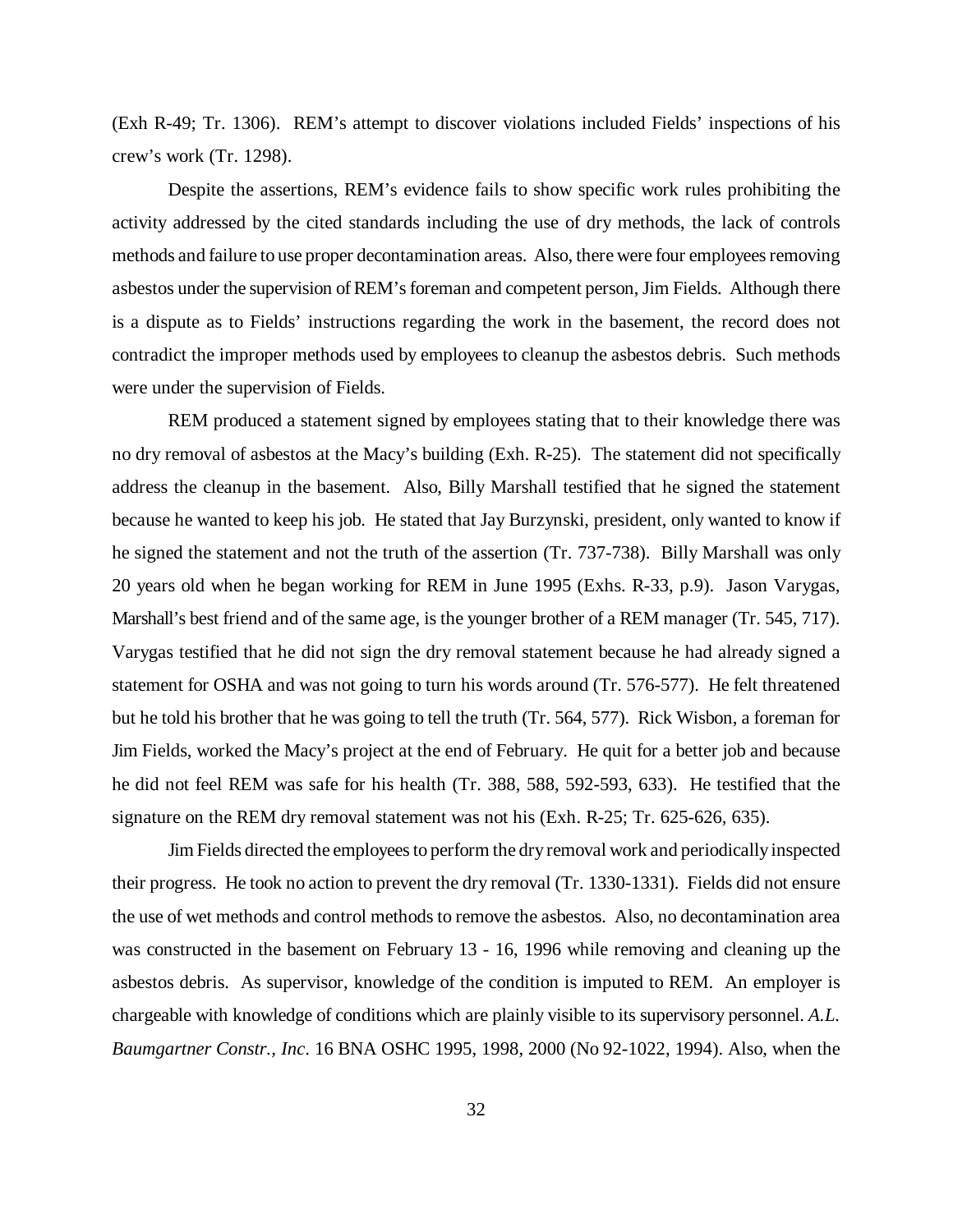(Exh R-49; Tr. 1306). REM's attempt to discover violations included Fields' inspections of his crew's work (Tr. 1298).

Despite the assertions, REM's evidence fails to show specific work rules prohibiting the activity addressed by the cited standards including the use of dry methods, the lack of controls methods and failure to use proper decontamination areas. Also, there were four employees removing asbestos under the supervision of REM's foreman and competent person, Jim Fields. Although there is a dispute as to Fields' instructions regarding the work in the basement, the record does not contradict the improper methods used by employees to cleanup the asbestos debris. Such methods were under the supervision of Fields.

REM produced a statement signed by employees stating that to their knowledge there was no dry removal of asbestos at the Macy's building (Exh. R-25). The statement did not specifically address the cleanup in the basement. Also, Billy Marshall testified that he signed the statement because he wanted to keep his job. He stated that Jay Burzynski, president, only wanted to know if he signed the statement and not the truth of the assertion (Tr. 737-738). Billy Marshall was only 20 years old when he began working for REM in June 1995 (Exhs. R-33, p.9). Jason Varygas, Marshall's best friend and of the same age, is the younger brother of a REM manager (Tr. 545, 717). Varygas testified that he did not sign the dry removal statement because he had already signed a statement for OSHA and was not going to turn his words around (Tr. 576-577). He felt threatened but he told his brother that he was going to tell the truth (Tr. 564, 577). Rick Wisbon, a foreman for Jim Fields, worked the Macy's project at the end of February. He quit for a better job and because he did not feel REM was safe for his health (Tr. 388, 588, 592-593, 633). He testified that the signature on the REM dry removal statement was not his (Exh. R-25; Tr. 625-626, 635).

Jim Fields directed the employees to perform the dry removal work and periodically inspected their progress. He took no action to prevent the dry removal (Tr. 1330-1331). Fields did not ensure the use of wet methods and control methods to remove the asbestos. Also, no decontamination area was constructed in the basement on February 13 - 16, 1996 while removing and cleaning up the asbestos debris. As supervisor, knowledge of the condition is imputed to REM. An employer is chargeable with knowledge of conditions which are plainly visible to its supervisory personnel. *A.L. Baumgartner Constr., Inc*. 16 BNA OSHC 1995, 1998, 2000 (No 92-1022, 1994). Also, when the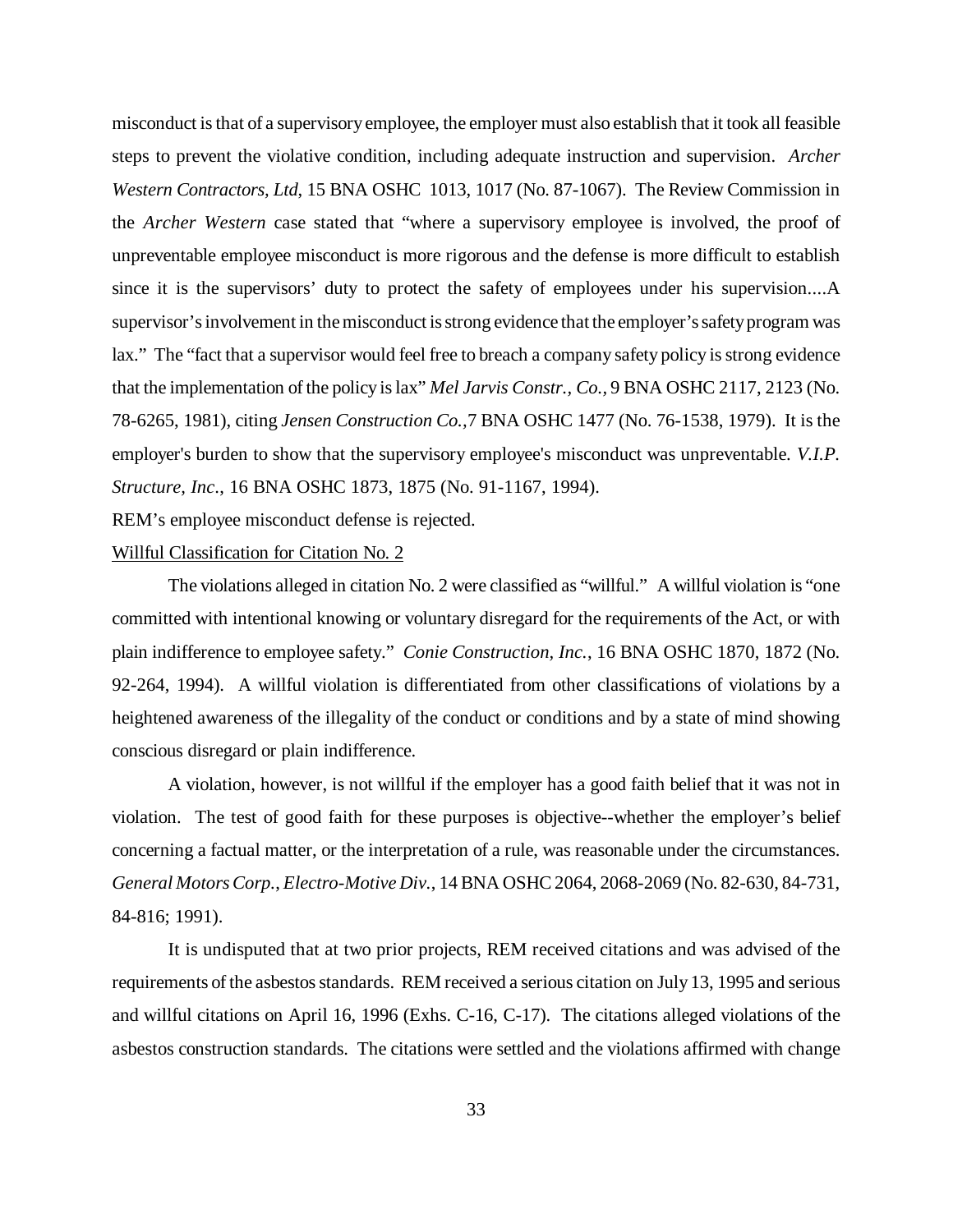misconduct is that of a supervisory employee, the employer must also establish that it took all feasible steps to prevent the violative condition, including adequate instruction and supervision. *Archer Western Contractors, Ltd*, 15 BNA OSHC 1013, 1017 (No. 87-1067). The Review Commission in the *Archer Western* case stated that "where a supervisory employee is involved, the proof of unpreventable employee misconduct is more rigorous and the defense is more difficult to establish since it is the supervisors' duty to protect the safety of employees under his supervision....A supervisor's involvement in the misconduct is strong evidence that the employer's safety program was lax." The "fact that a supervisor would feel free to breach a company safety policy is strong evidence that the implementation of the policy is lax" *Mel Jarvis Constr., Co.,* 9 BNA OSHC 2117, 2123 (No. 78-6265, 1981), citing *Jensen Construction Co.,*7 BNA OSHC 1477 (No. 76-1538, 1979). It is the employer's burden to show that the supervisory employee's misconduct was unpreventable. *V.I.P. Structure, Inc*., 16 BNA OSHC 1873, 1875 (No. 91-1167, 1994).

REM's employee misconduct defense is rejected.

<u>Willful Classification for Citation No. 2</u>

The violations alleged in citation No. 2 were classified as "willful." A willful violation is "one committed with intentional knowing or voluntary disregard for the requirements of the Act, or with plain indifference to employee safety." *Conie Construction, Inc.*, 16 BNA OSHC 1870, 1872 (No. 92-264, 1994). A willful violation is differentiated from other classifications of violations by a heightened awareness of the illegality of the conduct or conditions and by a state of mind showing conscious disregard or plain indifference.

A violation, however, is not willful if the employer has a good faith belief that it was not in violation. The test of good faith for these purposes is objective--whether the employer's belief concerning a factual matter, or the interpretation of a rule, was reasonable under the circumstances. *General Motors Corp., Electro-Motive Div.*, 14 BNA OSHC 2064, 2068-2069 (No. 82-630, 84-731, 84-816; 1991).

It is undisputed that at two prior projects, REM received citations and was advised of the requirements of the asbestos standards. REM received a serious citation on July 13, 1995 and serious and willful citations on April 16, 1996 (Exhs. C-16, C-17). The citations alleged violations of the asbestos construction standards. The citations were settled and the violations affirmed with change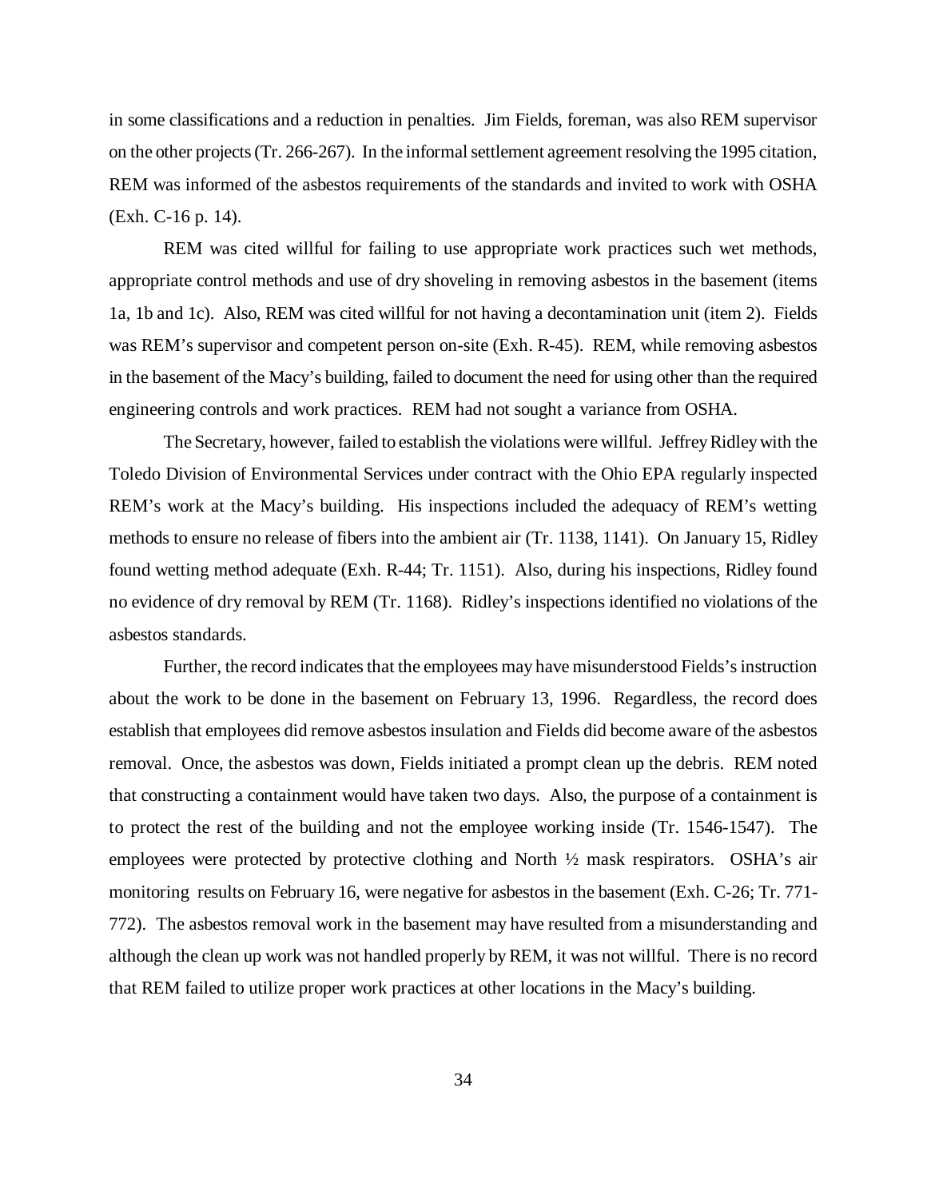in some classifications and a reduction in penalties. Jim Fields, foreman, was also REM supervisor on the other projects (Tr. 266-267). In the informal settlement agreement resolving the 1995 citation, REM was informed of the asbestos requirements of the standards and invited to work with OSHA (Exh. C-16 p. 14).

REM was cited willful for failing to use appropriate work practices such wet methods, appropriate control methods and use of dry shoveling in removing asbestos in the basement (items 1a, 1b and 1c). Also, REM was cited willful for not having a decontamination unit (item 2). Fields was REM's supervisor and competent person on-site (Exh. R-45). REM, while removing asbestos in the basement of the Macy's building, failed to document the need for using other than the required engineering controls and work practices. REM had not sought a variance from OSHA.

The Secretary, however, failed to establish the violations were willful. Jeffrey Ridley with the Toledo Division of Environmental Services under contract with the Ohio EPA regularly inspected REM's work at the Macy's building. His inspections included the adequacy of REM's wetting methods to ensure no release of fibers into the ambient air (Tr. 1138, 1141). On January 15, Ridley found wetting method adequate (Exh. R-44; Tr. 1151). Also, during his inspections, Ridley found no evidence of dry removal by REM (Tr. 1168). Ridley's inspections identified no violations of the asbestos standards.

Further, the record indicates that the employees may have misunderstood Fields's instruction about the work to be done in the basement on February 13, 1996. Regardless, the record does establish that employees did remove asbestos insulation and Fields did become aware of the asbestos removal. Once, the asbestos was down, Fields initiated a prompt clean up the debris. REM noted that constructing a containment would have taken two days. Also, the purpose of a containment is to protect the rest of the building and not the employee working inside (Tr. 1546-1547). The employees were protected by protective clothing and North ½ mask respirators. OSHA's air monitoring results on February 16, were negative for asbestos in the basement (Exh. C-26; Tr. 771-772). The asbestos removal work in the basement may have resulted from a misunderstanding and although the clean up work was not handled properly by REM, it was not willful. There is no record that REM failed to utilize proper work practices at other locations in the Macy's building.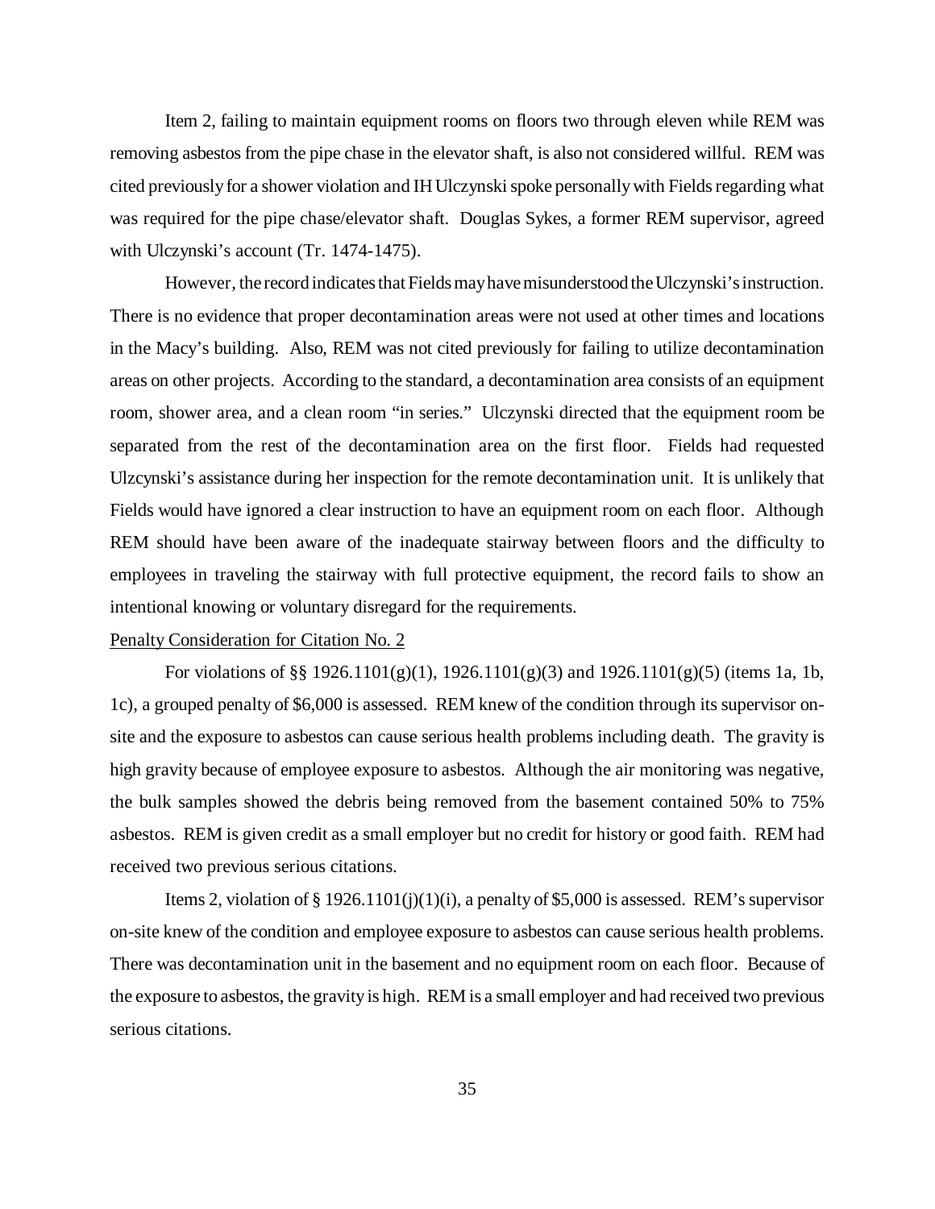Item 2, failing to maintain equipment rooms on floors two through eleven while REM was removing asbestos from the pipe chase in the elevator shaft, is also not considered willful. REM was cited previously for a shower violation and IH Ulczynski spoke personally with Fields regarding what was required for the pipe chase/elevator shaft. Douglas Sykes, a former REM supervisor, agreed with Ulczynski's account (Tr. 1474-1475).

However, the record indicates that Fields may have misunderstood the Ulczynski's instruction. There is no evidence that proper decontamination areas were not used at other times and locations in the Macy's building. Also, REM was not cited previously for failing to utilize decontamination areas on other projects. According to the standard, a decontamination area consists of an equipment room, shower area, and a clean room "in series." Ulczynski directed that the equipment room be separated from the rest of the decontamination area on the first floor. Fields had requested Ulzcynski's assistance during her inspection for the remote decontamination unit. It is unlikely that Fields would have ignored a clear instruction to have an equipment room on each floor. Although REM should have been aware of the inadequate stairway between floors and the difficulty to employees in traveling the stairway with full protective equipment, the record fails to show an intentional knowing or voluntary disregard for the requirements.

Penalty Consideration for Citation No. 2

For violations of §§ 1926.1101(g)(1), 1926.1101(g)(3) and 1926.1101(g)(5) (items 1a, 1b, 1c), a grouped penalty of $6,000 is assessed. REM knew of the condition through its supervisor on-site and the exposure to asbestos can cause serious health problems including death. The gravity is high gravity because of employee exposure to asbestos. Although the air monitoring was negative, the bulk samples showed the debris being removed from the basement contained 50% to 75% asbestos. REM is given credit as a small employer but no credit for history or good faith. REM had received two previous serious citations.

Items 2, violation of § 1926.1101(j)(1)(i), a penalty of $5,000 is assessed. REM's supervisor on-site knew of the condition and employee exposure to asbestos can cause serious health problems. There was decontamination unit in the basement and no equipment room on each floor. Because of the exposure to asbestos, the gravity is high. REM is a small employer and had received two previous serious citations.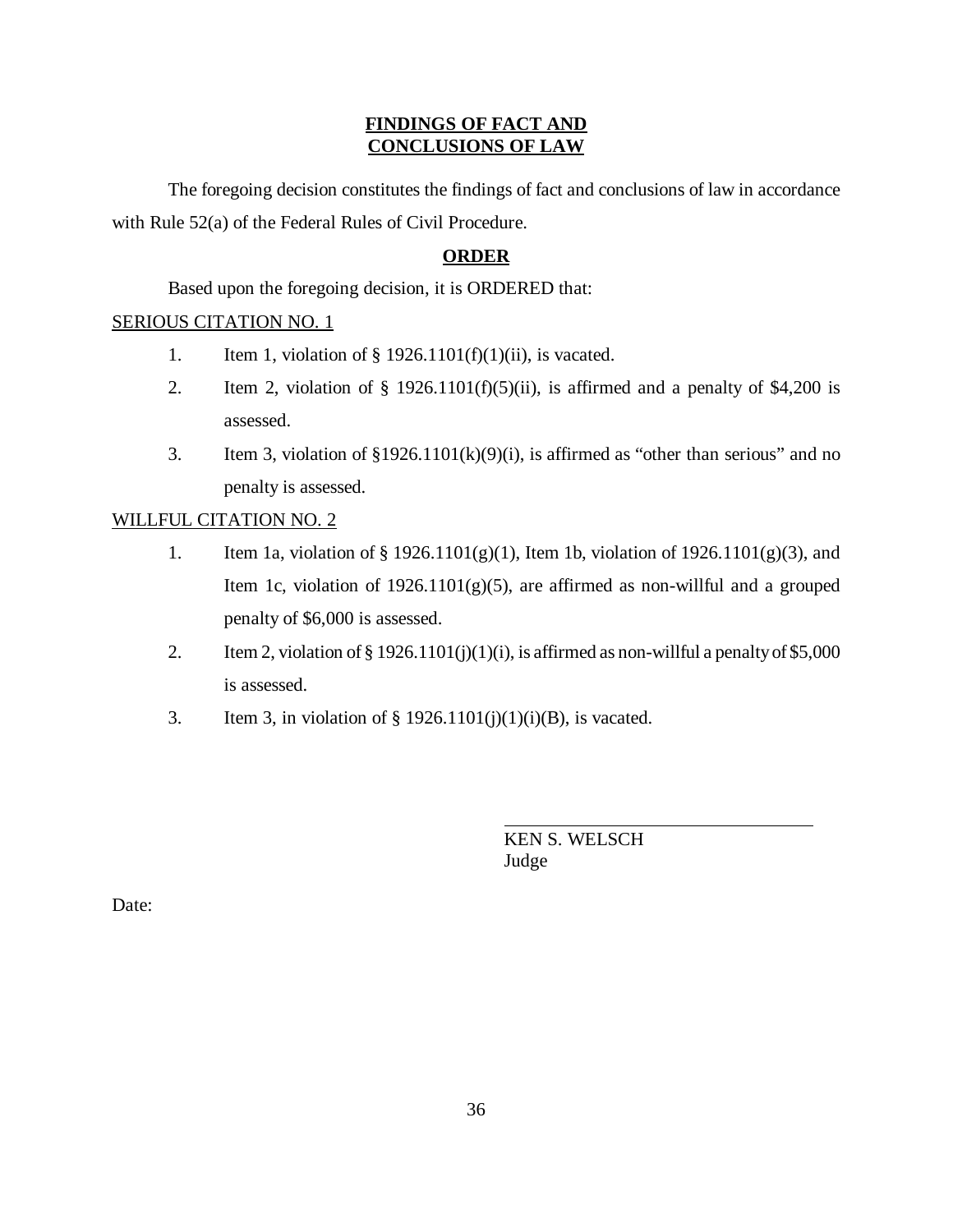## FINDINGS OF FACT AND CONCLUSIONS OF LAW

The foregoing decision constitutes the findings of fact and conclusions of law in accordance with Rule 52(a) of the Federal Rules of Civil Procedure.

## ORDER

Based upon the foregoing decision, it is ORDERED that:

SERIOUS CITATION NO. 1

1. Item 1, violation of § 1926.1101(f)(1)(ii), is vacated.
2. Item 2, violation of § 1926.1101(f)(5)(ii), is affirmed and a penalty of $4,200 is assessed.
3. Item 3, violation of §1926.1101(k)(9)(i), is affirmed as "other than serious" and no penalty is assessed.

WILLFUL CITATION NO. 2

1. Item 1a, violation of § 1926.1101(g)(1), Item 1b, violation of 1926.1101(g)(3), and Item 1c, violation of 1926.1101(g)(5), are affirmed as non-willful and a grouped penalty of $6,000 is assessed.
2. Item 2, violation of § 1926.1101(j)(1)(i), is affirmed as non-willful a penalty of $5,000 is assessed.
3. Item 3, in violation of § 1926.1101(j)(1)(i)(B), is vacated.

KEN S. WELSCH
Judge

Date: